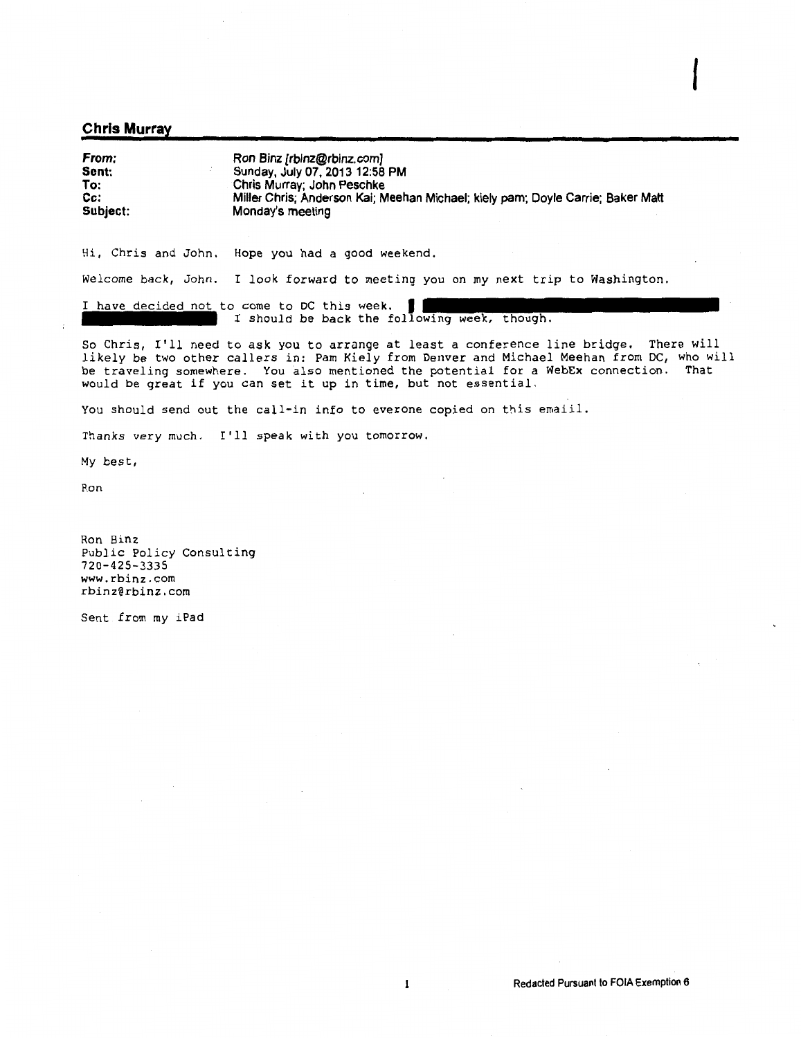## Chris Murray

**From:** Ron Binz [rbinz@rbinz.com]
**Sent:** Sunday, July 07, 2013 12:58 PM
**To:** Chris Murray; John Peschke
**Cc:** Miller Chris; Anderson Kai; Meehan Michael; kiely pam; Doyle Carrie; Baker Matt
**Subject:** Monday's meeting

Hi, Chris and John. Hope you had a good weekend.

Welcome back, John. I look forward to meeting you on my next trip to Washington.

I have decided not to come to DC this week. [REDACTED] I should be back the following week, though.

So Chris, I'll need to ask you to arrange at least a conference line bridge. There will likely be two other callers in: Pam Kiely from Denver and Michael Meehan from DC, who will be traveling somewhere. You also mentioned the potential for a WebEx connection. That would be great if you can set it up in time, but not essential.

You should send out the call-in info to everone copied on this emaiil.

Thanks very much. I'll speak with you tomorrow.

My best,

Ron

Ron Binz
Public Policy Consulting
720-425-3335
www.rbinz.com
rbinz@rbinz.com

Sent from my iPad

Redacted Pursuant to FOIA Exemption 6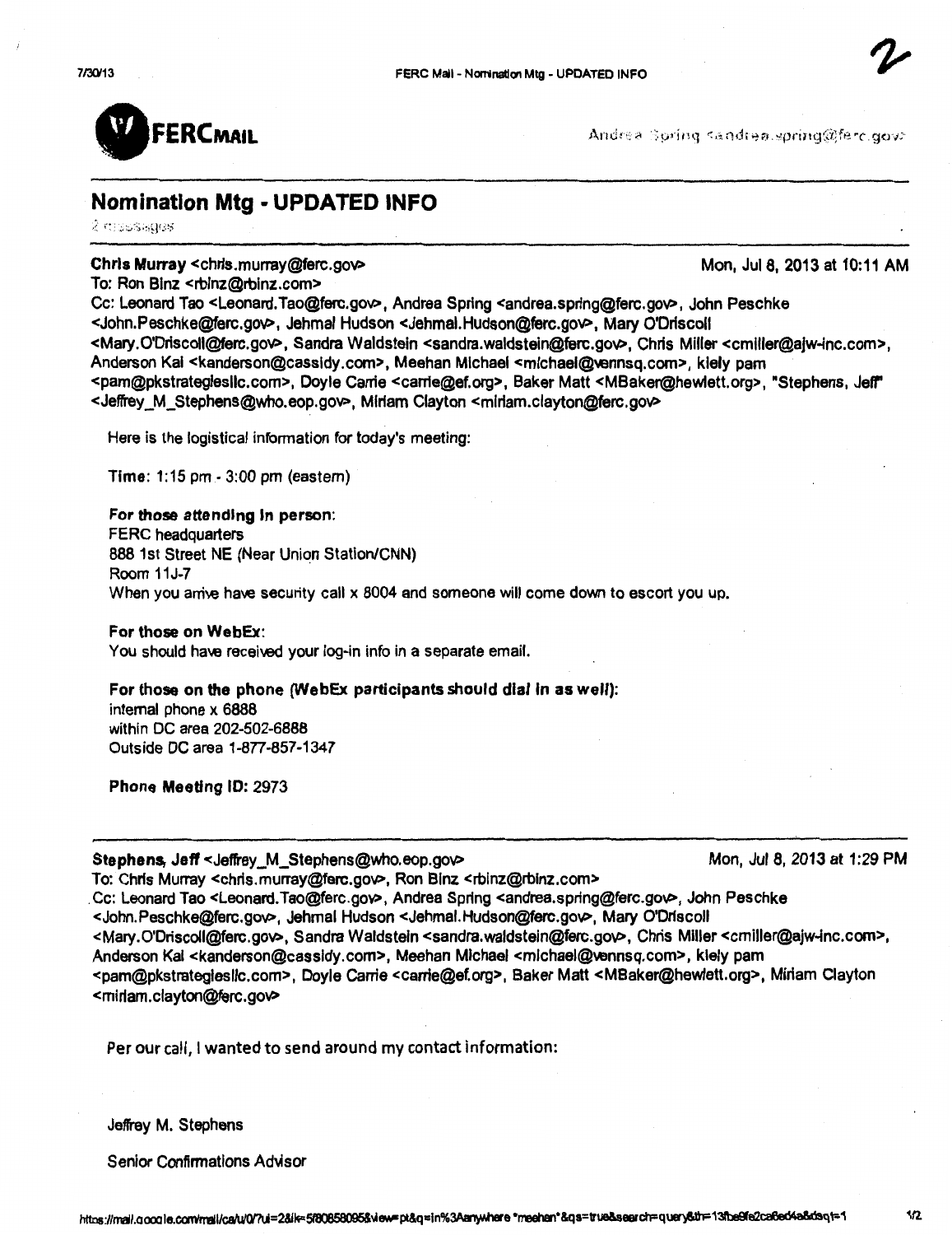FERCMAIL

Andrea Spring <andrea.spring@ferc.gov>

## Nomination Mtg - UPDATED INFO

2 messages

**Chris Murray** <chris.murray@ferc.gov> Mon, Jul 8, 2013 at 10:11 AM
To: Ron Binz <rbinz@rbinz.com>
Cc: Leonard Tao <Leonard.Tao@ferc.gov>, Andrea Spring <andrea.spring@ferc.gov>, John Peschke <John.Peschke@ferc.gov>, Jehmal Hudson <Jehmal.Hudson@ferc.gov>, Mary O'Driscoll <Mary.O'Driscoll@ferc.gov>, Sandra Waldstein <sandra.waldstein@ferc.gov>, Chris Miller <cmiller@ajw-inc.com>, Anderson Kai <kanderson@cassidy.com>, Meehan Michael <michael@vennsq.com>, kiely pam <pam@pkstrategiesllc.com>, Doyle Carrie <carrie@ef.org>, Baker Matt <MBaker@hewlett.org>, "Stephens, Jeff" <Jeffrey_M_Stephens@who.eop.gov>, Miriam Clayton <miriam.clayton@ferc.gov>

Here is the logistical information for today's meeting:

**Time**: 1:15 pm - 3:00 pm (eastern)

**For those attending in person**:
FERC headquarters
888 1st Street NE (Near Union Station/CNN)
Room 11J-7
When you arrive have security call x 8004 and someone will come down to escort you up.

**For those on WebEx**:
You should have received your log-in info in a separate email.

**For those on the phone (WebEx participants should dial in as well)**:
internal phone x 6888
within DC area 202-502-6888
Outside DC area 1-877-857-1347

**Phone Meeting ID:** 2973

---

**Stephens, Jeff** <Jeffrey_M_Stephens@who.eop.gov> Mon, Jul 8, 2013 at 1:29 PM
To: Chris Murray <chris.murray@ferc.gov>, Ron Binz <rbinz@rbinz.com>
Cc: Leonard Tao <Leonard.Tao@ferc.gov>, Andrea Spring <andrea.spring@ferc.gov>, John Peschke <John.Peschke@ferc.gov>, Jehmal Hudson <Jehmal.Hudson@ferc.gov>, Mary O'Driscoll <Mary.O'Driscoll@ferc.gov>, Sandra Waldstein <sandra.waldstein@ferc.gov>, Chris Miller <cmiller@ajw-inc.com>, Anderson Kai <kanderson@cassidy.com>, Meehan Michael <michael@vennsq.com>, kiely pam <pam@pkstrategiesllc.com>, Doyle Carrie <carrie@ef.org>, Baker Matt <MBaker@hewlett.org>, Miriam Clayton <miriam.clayton@ferc.gov>

Per our call, I wanted to send around my contact information:

Jeffrey M. Stephens

Senior Confirmations Advisor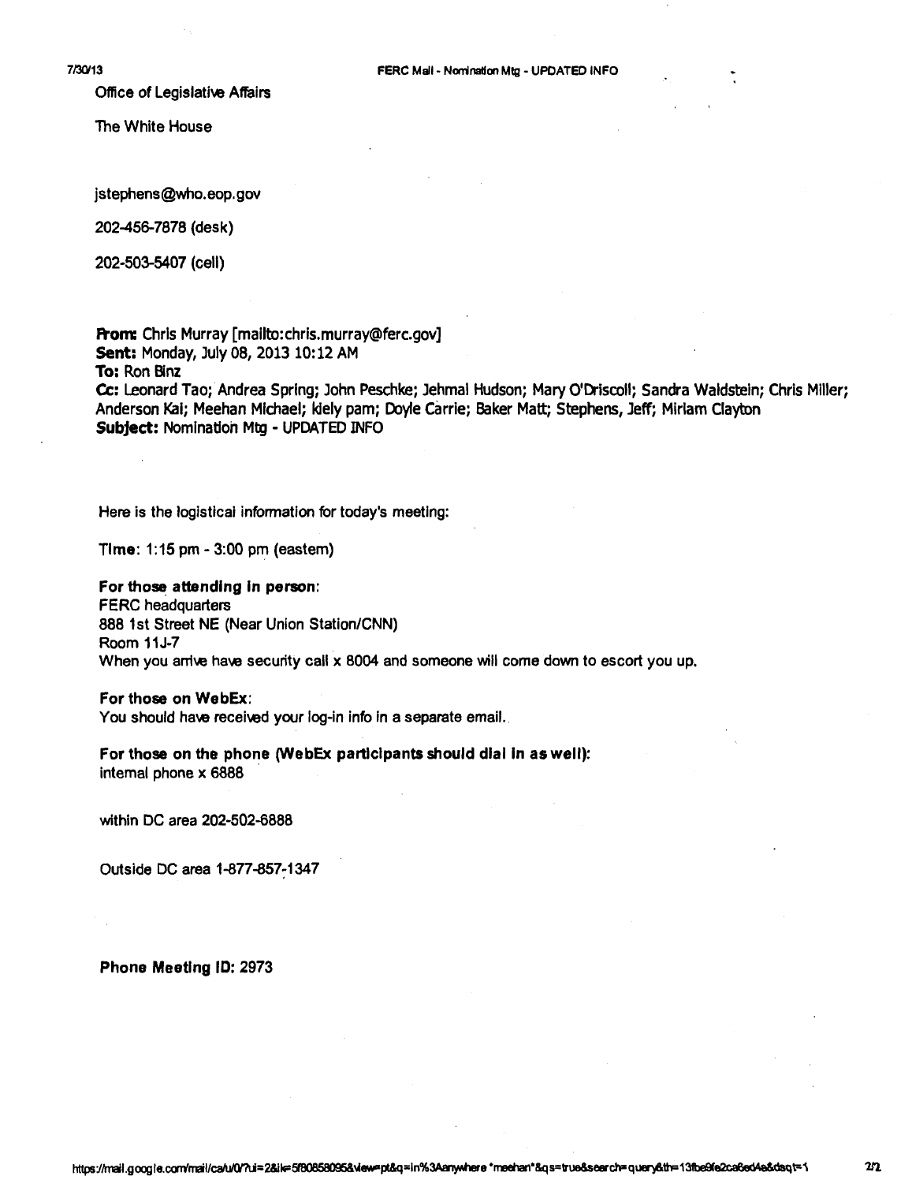Office of Legislative Affairs

The White House

jstephens@who.eop.gov

202-456-7878 (desk)

202-503-5407 (cell)

**From:** Chris Murray [mailto:chris.murray@ferc.gov]
**Sent:** Monday, July 08, 2013 10:12 AM
**To:** Ron Binz
**Cc:** Leonard Tao; Andrea Spring; John Peschke; Jehmal Hudson; Mary O'Driscoll; Sandra Waldstein; Chris Miller; Anderson Kai; Meehan Michael; kiely pam; Doyle Carrie; Baker Matt; Stephens, Jeff; Miriam Clayton
**Subject:** Nomination Mtg - UPDATED INFO

Here is the logistical information for today's meeting:

**Time**: 1:15 pm - 3:00 pm (eastern)

**For those attending in person**:
FERC headquarters
888 1st Street NE (Near Union Station/CNN)
Room 11J-7
When you arrive have security call x 8004 and someone will come down to escort you up.

**For those on WebEx**:
You should have received your log-in info in a separate email.

**For those on the phone (WebEx participants should dial in as well)**:
internal phone x 6888

within DC area 202-502-6888

Outside DC area 1-877-857-1347

**Phone Meeting ID: 2973**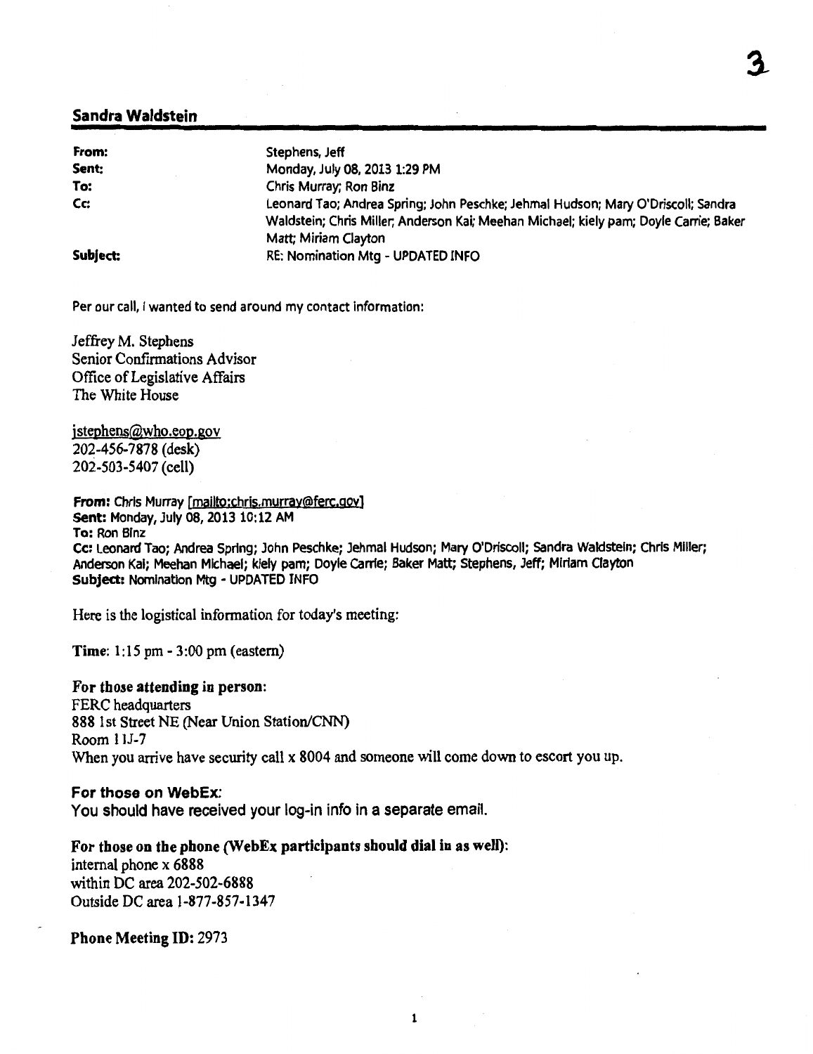## Sandra Waldstein

| | |
|---|---|
| **From:** | Stephens, Jeff |
| **Sent:** | Monday, July 08, 2013 1:29 PM |
| **To:** | Chris Murray; Ron Binz |
| **Cc:** | Leonard Tao; Andrea Spring; John Peschke; Jehmal Hudson; Mary O'Driscoll; Sandra Waldstein; Chris Miller; Anderson Kai; Meehan Michael; kiely pam; Doyle Carrie; Baker Matt; Miriam Clayton |
| **Subject:** | RE: Nomination Mtg - UPDATED INFO |

Per our call, I wanted to send around my contact information:

Jeffrey M. Stephens
Senior Confirmations Advisor
Office of Legislative Affairs
The White House

jstephens@who.eop.gov
202-456-7878 (desk)
202-503-5407 (cell)

**From:** Chris Murray [mailto:chris.murray@ferc.gov]
**Sent:** Monday, July 08, 2013 10:12 AM
**To:** Ron Binz
**Cc:** Leonard Tao; Andrea Spring; John Peschke; Jehmal Hudson; Mary O'Driscoll; Sandra Waldstein; Chris Miller; Anderson Kai; Meehan Michael; kiely pam; Doyle Carrie; Baker Matt; Stephens, Jeff; Miriam Clayton
**Subject:** Nomination Mtg - UPDATED INFO

Here is the logistical information for today's meeting:

**Time**: 1:15 pm - 3:00 pm (eastern)

**For those attending in person**:
FERC headquarters
888 1st Street NE (Near Union Station/CNN)
Room 11J-7
When you arrive have security call x 8004 and someone will come down to escort you up.

**For those on WebEx**:
You should have received your log-in info in a separate email.

**For those on the phone (WebEx participants should dial in as well)**:
internal phone x 6888
within DC area 202-502-6888
Outside DC area 1-877-857-1347

**Phone Meeting ID:** 2973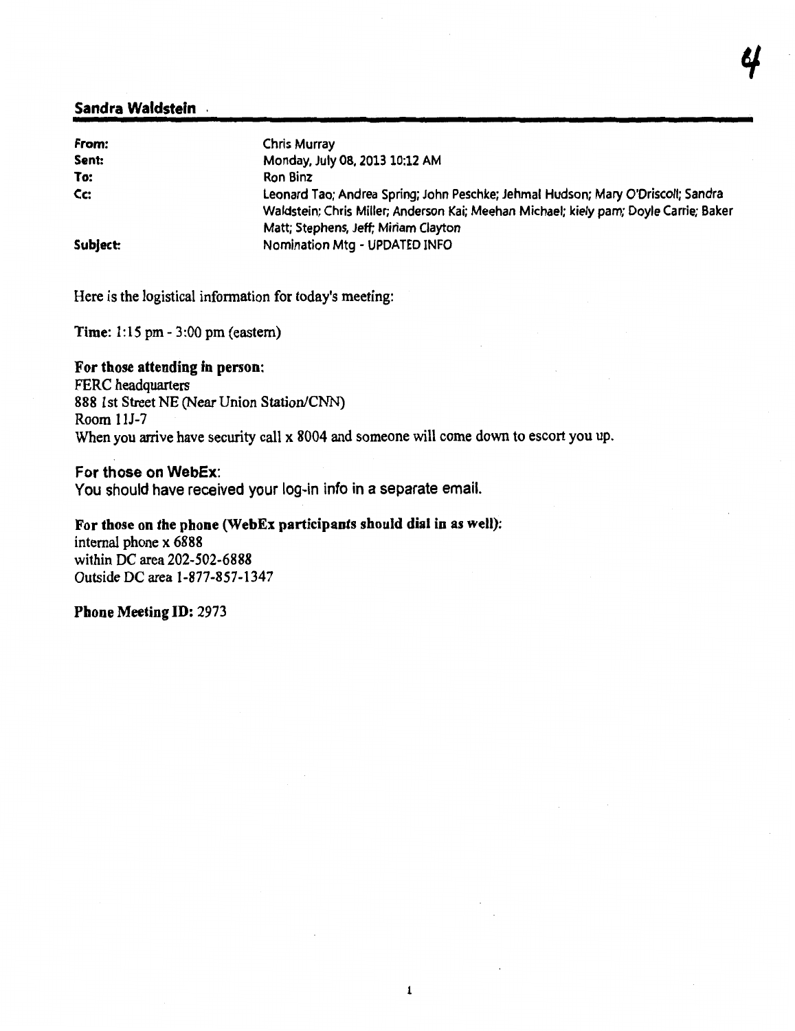## Sandra Waldstein

| | |
|---|---|
| **From:** | Chris Murray |
| **Sent:** | Monday, July 08, 2013 10:12 AM |
| **To:** | Ron Binz |
| **Cc:** | Leonard Tao; Andrea Spring; John Peschke; Jehmal Hudson; Mary O'Driscoll; Sandra Waldstein; Chris Miller; Anderson Kai; Meehan Michael; kiely pam; Doyle Carrie; Baker Matt; Stephens, Jeff; Miriam Clayton |
| **Subject:** | Nomination Mtg - UPDATED INFO |

Here is the logistical information for today's meeting:

**Time:** 1:15 pm - 3:00 pm (eastern)

**For those attending in person:**
FERC headquarters
888 1st Street NE (Near Union Station/CNN)
Room 11J-7
When you arrive have security call x 8004 and someone will come down to escort you up.

**For those on WebEx:**
You should have received your log-in info in a separate email.

**For those on the phone (WebEx participants should dial in as well):**
internal phone x 6888
within DC area 202-502-6888
Outside DC area 1-877-857-1347

**Phone Meeting ID:** 2973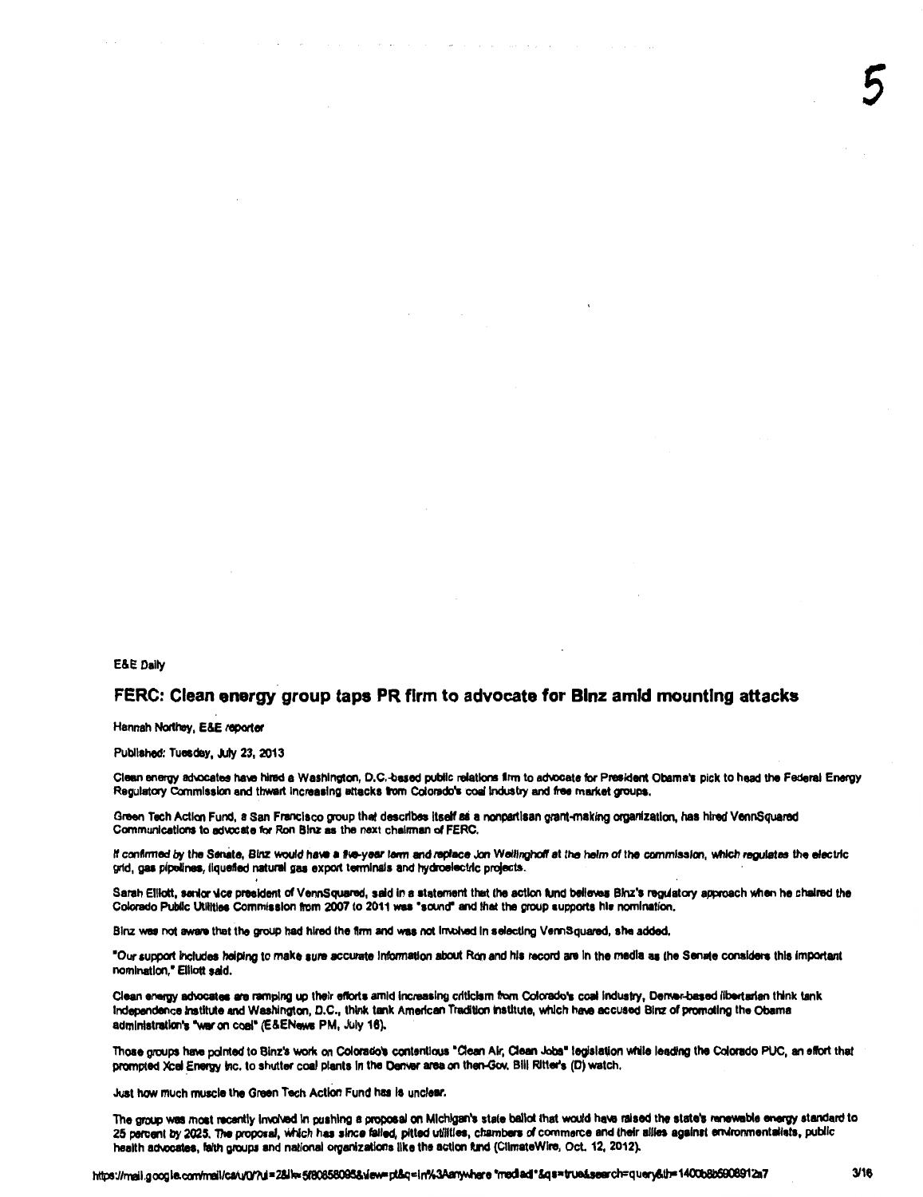E&E Daily

## FERC: Clean energy group taps PR firm to advocate for Binz amid mounting attacks

Hannah Northey, E&E reporter

Published: Tuesday, July 23, 2013

Clean energy advocates have hired a Washington, D.C.-based public relations firm to advocate for President Obama's pick to head the Federal Energy Regulatory Commission and thwart increasing attacks from Colorado's coal industry and free market groups.

Green Tech Action Fund, a San Francisco group that describes itself as a nonpartisan grant-making organization, has hired VennSquared Communications to advocate for Ron Binz as the next chairman of FERC.

If confirmed by the Senate, Binz would have a five-year term and replace Jon Wellinghoff at the helm of the commission, which regulates the electric grid, gas pipelines, liquefied natural gas export terminals and hydroelectric projects.

Sarah Elliott, senior vice president of VennSquared, said in a statement that the action fund believes Binz's regulatory approach when he chaired the Colorado Public Utilities Commission from 2007 to 2011 was "sound" and that the group supports his nomination.

Binz was not aware that the group had hired the firm and was not involved in selecting VennSquared, she added.

"Our support includes helping to make sure accurate information about Ron and his record are in the media as the Senate considers this important nomination," Elliott said.

Clean energy advocates are ramping up their efforts amid increasing criticism from Colorado's coal industry, Denver-based libertarian think tank Independence Institute and Washington, D.C., think tank American Tradition Institute, which have accused Binz of promoting the Obama administration's "war on coal" (E&ENews PM, July 16).

Those groups have pointed to Binz's work on Colorado's contentious "Clean Air, Clean Jobs" legislation while leading the Colorado PUC, an effort that prompted Xcel Energy Inc. to shutter coal plants in the Denver area on then-Gov. Bill Ritter's (D) watch.

Just how much muscle the Green Tech Action Fund has is unclear.

The group was most recently involved in pushing a proposal on Michigan's state ballot that would have raised the state's renewable energy standard to 25 percent by 2025. The proposal, which has since failed, pitted utilities, chambers of commerce and their allies against environmentalists, public health advocates, faith groups and national organizations like the action fund (ClimateWire, Oct. 12, 2012).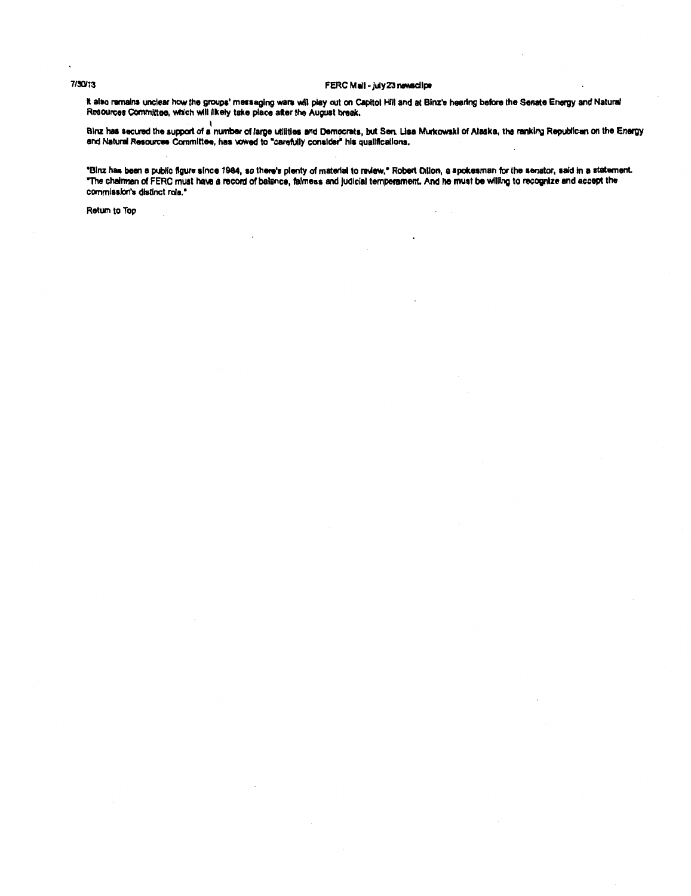It also remains unclear how the groups' messaging wars will play out on Capitol Hill and at Binz's hearing before the Senate Energy and Natural Resources Committee, which will likely take place after the August break.

Binz has secured the support of a number of large utilities and Democrats, but Sen. Lisa Murkowski of Alaska, the ranking Republican on the Energy and Natural Resources Committee, has vowed to "carefully consider" his qualifications.

"Binz has been a public figure since 1984, so there's plenty of material to review," Robert Dillon, a spokesman for the senator, said in a statement. "The chairman of FERC must have a record of balance, fairness and judicial temperament. And he must be willing to recognize and accept the commission's distinct role."

Return to Top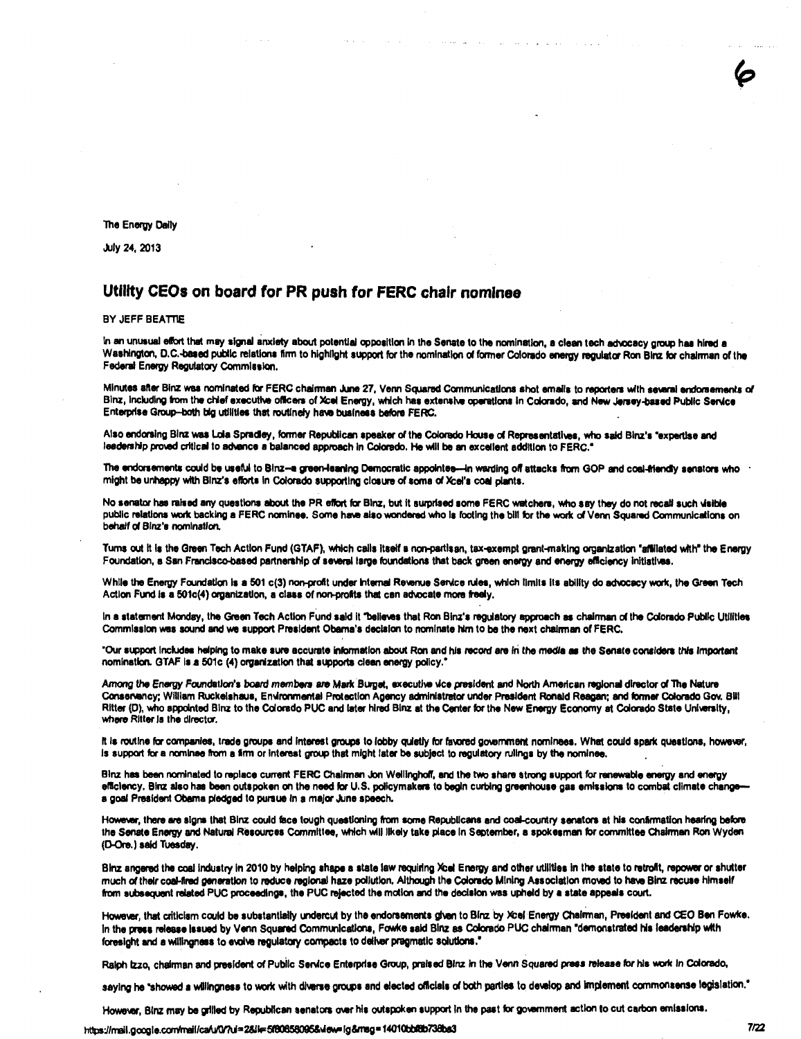The Energy Daily

July 24, 2013

## Utility CEOs on board for PR push for FERC chair nominee

BY JEFF BEATTIE

In an unusual effort that may signal anxiety about potential opposition in the Senate to the nomination, a clean tech advocacy group has hired a Washington, D.C.-based public relations firm to highlight support for the nomination of former Colorado energy regulator Ron Binz for chairman of the Federal Energy Regulatory Commission.

Minutes after Binz was nominated for FERC chairman June 27, Venn Squared Communications shot emails to reporters with several endorsements of Binz, including from the chief executive officers of Xcel Energy, which has extensive operations in Colorado, and New Jersey-based Public Service Enterprise Group--both big utilities that routinely have business before FERC.

Also endorsing Binz was Lola Spradley, former Republican speaker of the Colorado House of Representatives, who said Binz's "expertise and leadership proved critical to advance a balanced approach in Colorado. He will be an excellent addition to FERC."

The endorsements could be useful to Binz--a green-leaning Democratic appointee--in warding off attacks from GOP and coal-friendly senators who might be unhappy with Binz's efforts in Colorado supporting closure of some of Xcel's coal plants.

No senator has raised any questions about the PR effort for Binz, but it surprised some FERC watchers, who say they do not recall such visible public relations work backing a FERC nominee. Some have also wondered who is footing the bill for the work of Venn Squared Communications on behalf of Binz's nomination.

Turns out it is the Green Tech Action Fund (GTAF), which calls itself a non-partisan, tax-exempt grant-making organization "affiliated with" the Energy Foundation, a San Francisco-based partnership of several large foundations that back green energy and energy efficiency initiatives.

While the Energy Foundation is a 501 c(3) non-profit under Internal Revenue Service rules, which limits its ability do advocacy work, the Green Tech Action Fund is a 501c(4) organization, a class of non-profits that can advocate more freely.

In a statement Monday, the Green Tech Action Fund said it "believes that Ron Binz's regulatory approach as chairman of the Colorado Public Utilities Commission was sound and we support President Obama's decision to nominate him to be the next chairman of FERC.

"Our support includes helping to make sure accurate information about Ron and his record are in the media as the Senate considers this important nomination. GTAF is a 501c (4) organization that supports clean energy policy."

Among the Energy Foundation's board members are Mark Burget, executive vice president and North American regional director of The Nature Conservancy; William Ruckelshaus, Environmental Protection Agency administrator under President Ronald Reagan; and former Colorado Gov. Bill Ritter (D), who appointed Binz to the Colorado PUC and later hired Binz at the Center for the New Energy Economy at Colorado State University, where Ritter is the director.

It is routine for companies, trade groups and interest groups to lobby quietly for favored government nominees. What could spark questions, however, is support for a nominee from a firm or interest group that might later be subject to regulatory rulings by the nominee.

Binz has been nominated to replace current FERC Chairman Jon Wellinghoff, and the two share strong support for renewable energy and energy efficiency. Binz also has been outspoken on the need for U.S. policymakers to begin curbing greenhouse gas emissions to combat climate change--a goal President Obama pledged to pursue in a major June speech.

However, there are signs that Binz could face tough questioning from some Republicans and coal-country senators at his confirmation hearing before the Senate Energy and Natural Resources Committee, which will likely take place in September, a spokesman for committee Chairman Ron Wyden (D-Ore.) said Tuesday.

Binz angered the coal industry in 2010 by helping shape a state law requiring Xcel Energy and other utilities in the state to retrofit, repower or shutter much of their coal-fired generation to reduce regional haze pollution. Although the Colorado Mining Association moved to have Binz recuse himself from subsequent related PUC proceedings, the PUC rejected the motion and the decision was upheld by a state appeals court.

However, that criticism could be substantially undercut by the endorsements given to Binz by Xcel Energy Chairman, President and CEO Ben Fowke. In the press release issued by Venn Squared Communications, Fowke said Binz as Colorado PUC chairman "demonstrated his leadership with foresight and a willingness to evolve regulatory compacts to deliver pragmatic solutions."

Ralph Izzo, chairman and president of Public Service Enterprise Group, praised Binz in the Venn Squared press release for his work in Colorado,

saying he "showed a willingness to work with diverse groups and elected officials of both parties to develop and implement commonsense legislation."

However, Binz may be grilled by Republican senators over his outspoken support in the past for government action to cut carbon emissions.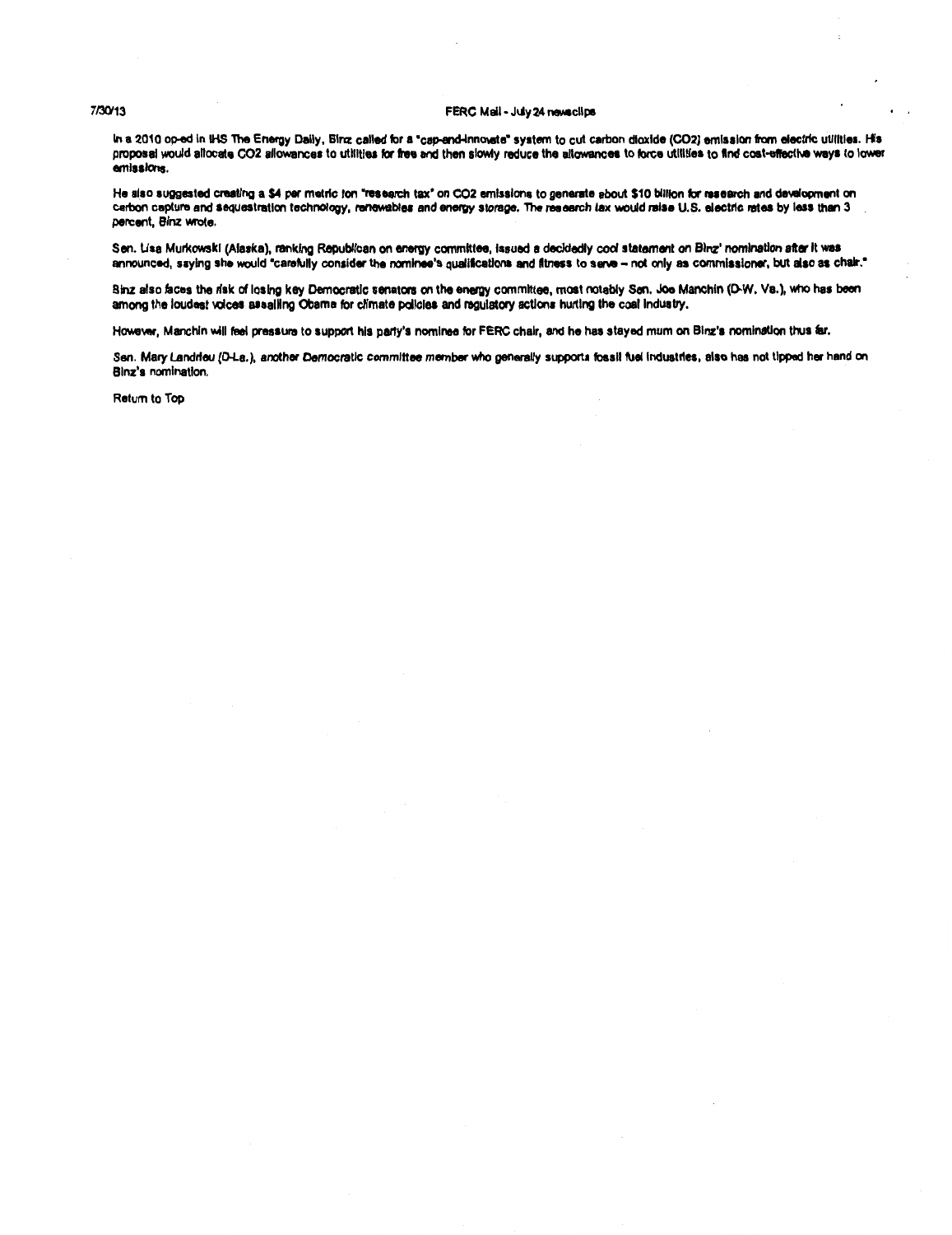In a 2010 op-ed in IHS The Energy Daily, Binz called for a "cap-and-innovate" system to cut carbon dioxide ($CO_2$) emission from electric utilities. His proposal would allocate $CO_2$ allowances to utilities for free and then slowly reduce the allowances to force utilities to find cost-effective ways to lower emissions.

He also suggested creating a $4 per metric ton "research tax" on $CO_2$ emissions to generate about $10 billion for research and development on carbon capture and sequestration technology, renewables and energy storage. The research tax would raise U.S. electric rates by less than 3 percent, Binz wrote.

Sen. Lisa Murkowski (Alaska), ranking Republican on energy committee, issued a decidedly cool statement on Binz' nomination after it was announced, saying she would "carefully consider the nominee's qualifications and fitness to serve – not only as commissioner, but also as chair."

Binz also faces the risk of losing key Democratic senators on the energy committee, most notably Sen. Joe Manchin (D-W. Va.), who has been among the loudest voices assailing Obama for climate policies and regulatory actions hurting the coal industry.

However, Manchin will feel pressure to support his party's nominee for FERC chair, and he has stayed mum on Binz's nomination thus far.

Sen. Mary Landrieu (D-La.), another Democratic committee member who generally supports fossil fuel industries, also has not tipped her hand on Binz's nomination.

Return to Top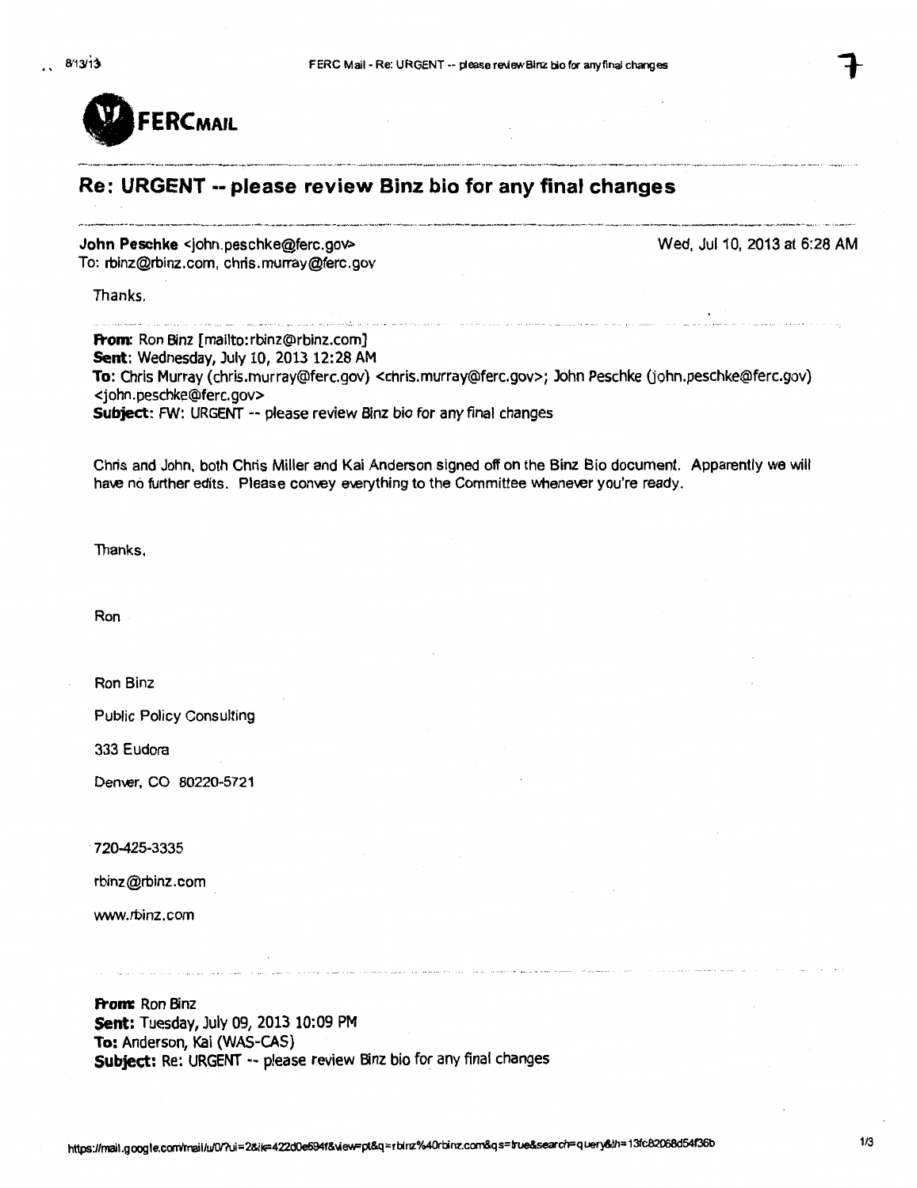**FERCMAIL**

## Re: URGENT -- please review Binz bio for any final changes

**John Peschke** <john.peschke@ferc.gov> Wed, Jul 10, 2013 at 6:28 AM
To: rbinz@rbinz.com, chris.murray@ferc.gov

Thanks.

**From:** Ron Binz [mailto:rbinz@rbinz.com]
**Sent:** Wednesday, July 10, 2013 12:28 AM
**To:** Chris Murray (chris.murray@ferc.gov) <chris.murray@ferc.gov>; John Peschke (john.peschke@ferc.gov) <john.peschke@ferc.gov>
**Subject:** FW: URGENT -- please review Binz bio for any final changes

Chris and John, both Chris Miller and Kai Anderson signed off on the Binz Bio document. Apparently we will have no further edits. Please convey everything to the Committee whenever you're ready.

Thanks,

Ron

Ron Binz

Public Policy Consulting

333 Eudora

Denver, CO 80220-5721

720-425-3335

rbinz@rbinz.com

www.rbinz.com

**From:** Ron Binz
**Sent:** Tuesday, July 09, 2013 10:09 PM
**To:** Anderson, Kai (WAS-CAS)
**Subject:** Re: URGENT -- please review Binz bio for any final changes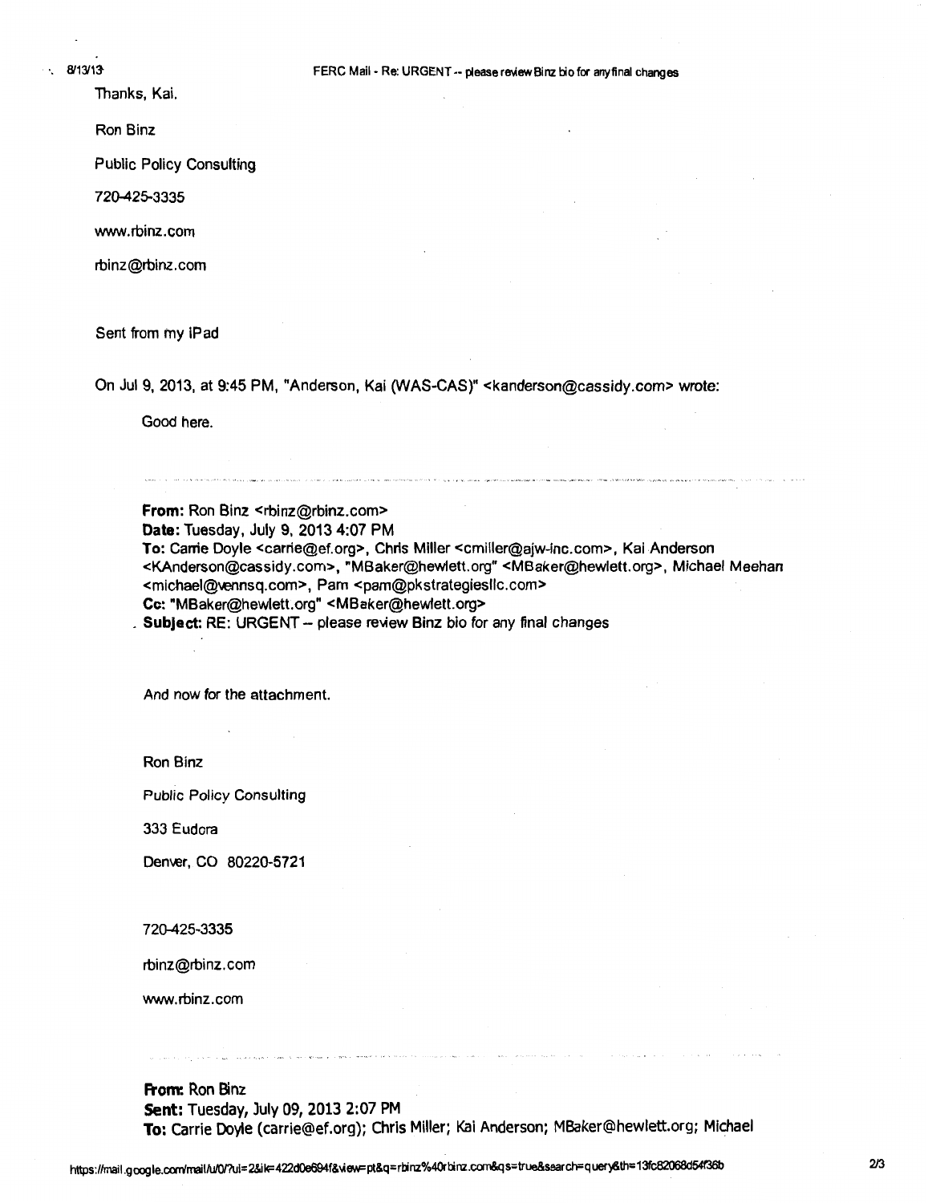Thanks, Kai.

Ron Binz

Public Policy Consulting

720-425-3335

www.rbinz.com

rbinz@rbinz.com

Sent from my iPad

On Jul 9, 2013, at 9:45 PM, "Anderson, Kai (WAS-CAS)" <kanderson@cassidy.com> wrote:

Good here.

---

**From:** Ron Binz <rbinz@rbinz.com>
**Date:** Tuesday, July 9, 2013 4:07 PM
**To:** Carrie Doyle <carrie@ef.org>, Chris Miller <cmiller@ajw-inc.com>, Kai Anderson <KAnderson@cassidy.com>, "MBaker@hewlett.org" <MBaker@hewlett.org>, Michael Meehan <michael@vennsq.com>, Pam <pam@pkstrategiesllc.com>
**Cc:** "MBaker@hewlett.org" <MBaker@hewlett.org>
**Subject:** RE: URGENT -- please review Binz bio for any final changes

And now for the attachment.

Ron Binz

Public Policy Consulting

333 Eudora

Denver, CO 80220-5721

720-425-3335

rbinz@rbinz.com

www.rbinz.com

---

**From:** Ron Binz
**Sent:** Tuesday, July 09, 2013 2:07 PM
**To:** Carrie Doyle (carrie@ef.org); Chris Miller; Kai Anderson; MBaker@hewlett.org; Michael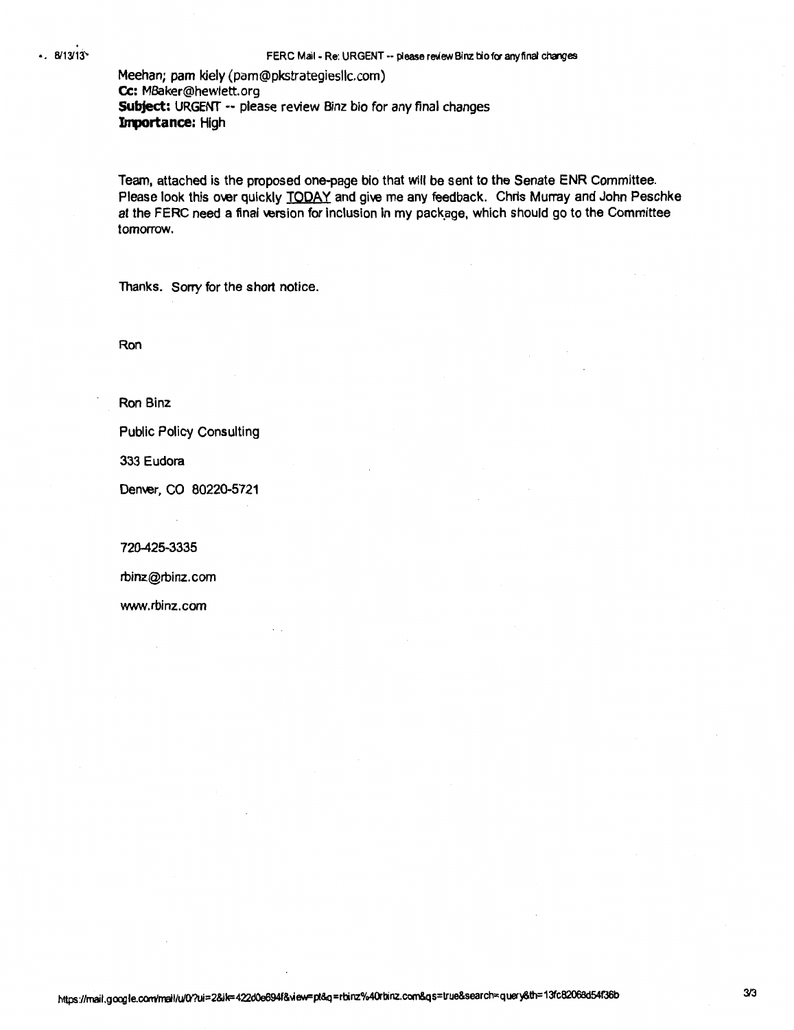Meehan; pam kiely (pam@pkstrategiesllc.com)
**Cc:** MBaker@hewlett.org
**Subject:** URGENT -- please review Binz bio for any final changes
**Importance:** High

Team, attached is the proposed one-page bio that will be sent to the Senate ENR Committee. Please look this over quickly TODAY and give me any feedback. Chris Murray and John Peschke at the FERC need a final version for inclusion in my package, which should go to the Committee tomorrow.

Thanks. Sorry for the short notice.

Ron

Ron Binz

Public Policy Consulting

333 Eudora

Denver, CO 80220-5721

720-425-3335

rbinz@rbinz.com

www.rbinz.com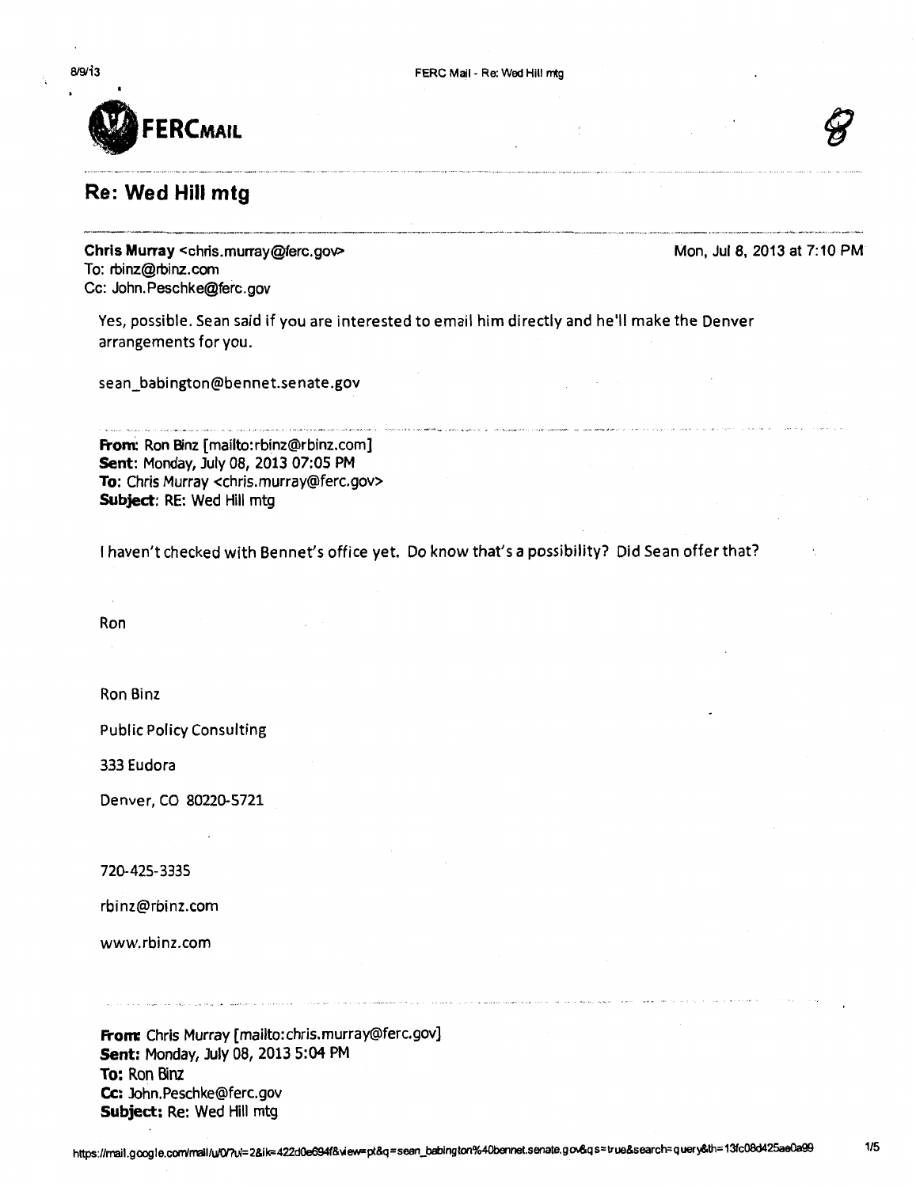**FERCMAIL**

8

## Re: Wed Hill mtg

**Chris Murray** <chris.murray@ferc.gov> Mon, Jul 8, 2013 at 7:10 PM
To: rbinz@rbinz.com
Cc: John.Peschke@ferc.gov

Yes, possible. Sean said if you are interested to email him directly and he'll make the Denver arrangements for you.

sean_babington@bennet.senate.gov

---

**From:** Ron Binz [mailto:rbinz@rbinz.com]
**Sent:** Monday, July 08, 2013 07:05 PM
**To:** Chris Murray <chris.murray@ferc.gov>
**Subject:** RE: Wed Hill mtg

I haven't checked with Bennet's office yet. Do know that's a possibility? Did Sean offer that?

Ron

Ron Binz

Public Policy Consulting

333 Eudora

Denver, CO 80220-5721

720-425-3335

rbinz@rbinz.com

www.rbinz.com

---

**From:** Chris Murray [mailto:chris.murray@ferc.gov]
**Sent:** Monday, July 08, 2013 5:04 PM
**To:** Ron Binz
**Cc:** John.Peschke@ferc.gov
**Subject:** Re: Wed Hill mtg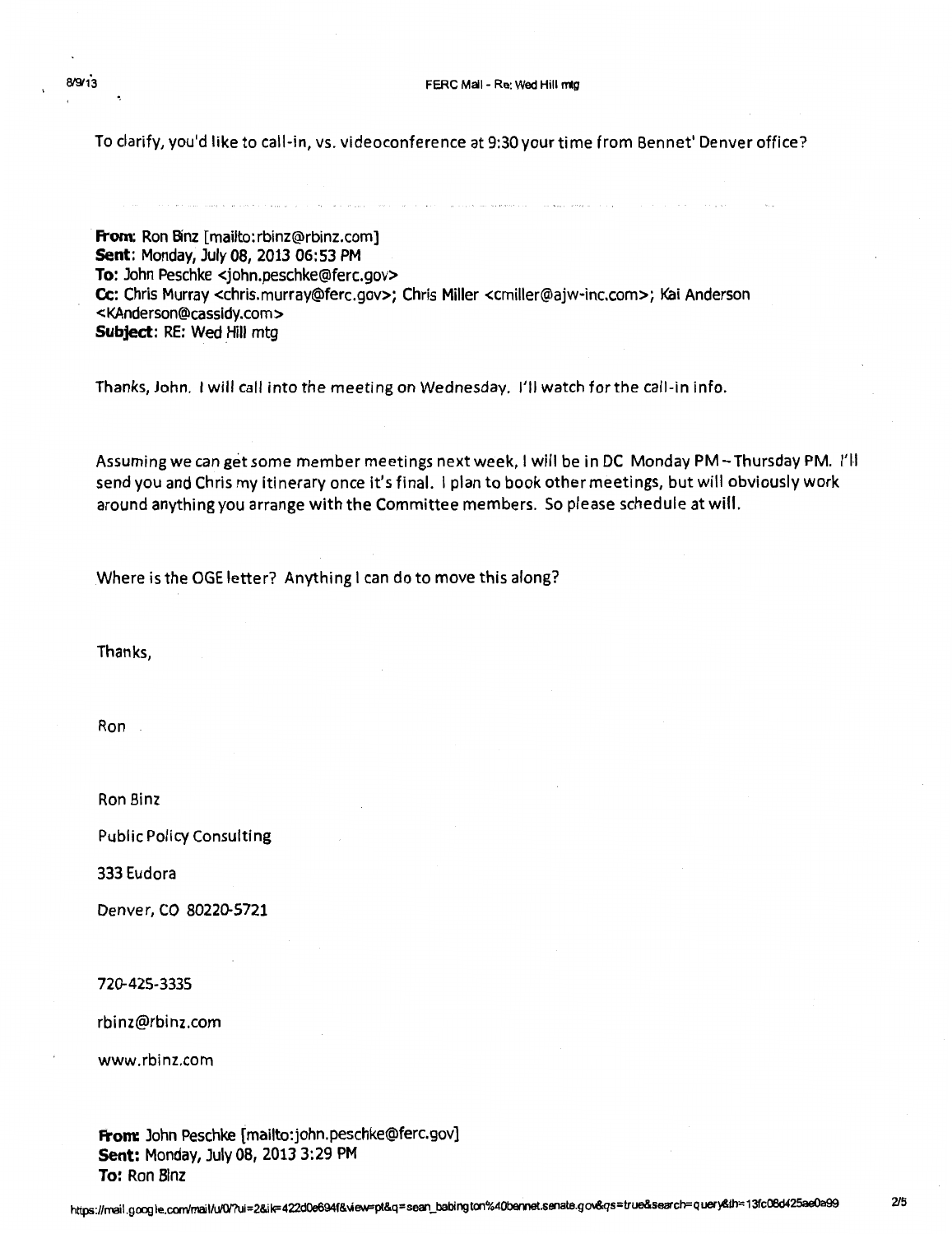To clarify, you'd like to call-in, vs. videoconference at 9:30 your time from Bennet' Denver office?

**From:** Ron Binz [mailto:rbinz@rbinz.com]
**Sent:** Monday, July 08, 2013 06:53 PM
**To:** John Peschke <john.peschke@ferc.gov>
**Cc:** Chris Murray <chris.murray@ferc.gov>; Chris Miller <cmiller@ajw-inc.com>; Kai Anderson <KAnderson@cassidy.com>
**Subject:** RE: Wed Hill mtg

Thanks, John. I will call into the meeting on Wednesday. I'll watch for the call-in info.

Assuming we can get some member meetings next week, I will be in DC Monday PM – Thursday PM. I'll send you and Chris my itinerary once it's final. I plan to book other meetings, but will obviously work around anything you arrange with the Committee members. So please schedule at will.

Where is the OGE letter? Anything I can do to move this along?

Thanks,

Ron

Ron Binz

Public Policy Consulting

333 Eudora

Denver, CO 80220-5721

720-425-3335

rbinz@rbinz.com

www.rbinz.com

**From:** John Peschke [mailto:john.peschke@ferc.gov]
**Sent:** Monday, July 08, 2013 3:29 PM
**To:** Ron Binz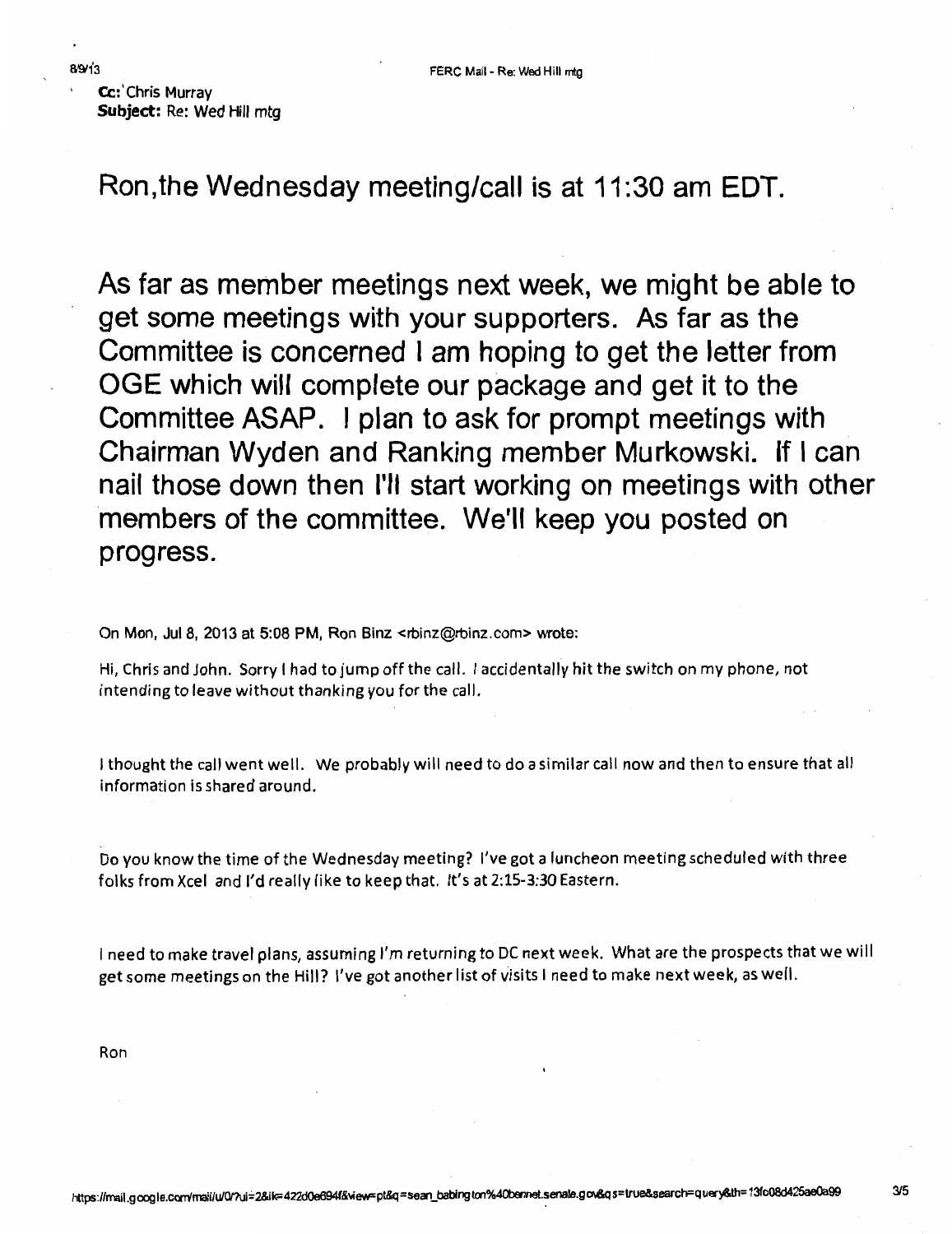**Cc:** Chris Murray
**Subject:** Re: Wed Hill mtg

Ron,the Wednesday meeting/call is at 11:30 am EDT.

As far as member meetings next week, we might be able to get some meetings with your supporters. As far as the Committee is concerned I am hoping to get the letter from OGE which will complete our package and get it to the Committee ASAP. I plan to ask for prompt meetings with Chairman Wyden and Ranking member Murkowski. If I can nail those down then I'll start working on meetings with other members of the committee. We'll keep you posted on progress.

On Mon, Jul 8, 2013 at 5:08 PM, Ron Binz <rbinz@rbinz.com> wrote:

Hi, Chris and John. Sorry I had to jump off the call. I accidentally hit the switch on my phone, not intending to leave without thanking you for the call.

I thought the call went well. We probably will need to do a similar call now and then to ensure that all information is shared around.

Do you know the time of the Wednesday meeting? I've got a luncheon meeting scheduled with three folks from Xcel and I'd really like to keep that. It's at 2:15-3:30 Eastern.

I need to make travel plans, assuming I'm returning to DC next week. What are the prospects that we will get some meetings on the Hill? I've got another list of visits I need to make next week, as well.

Ron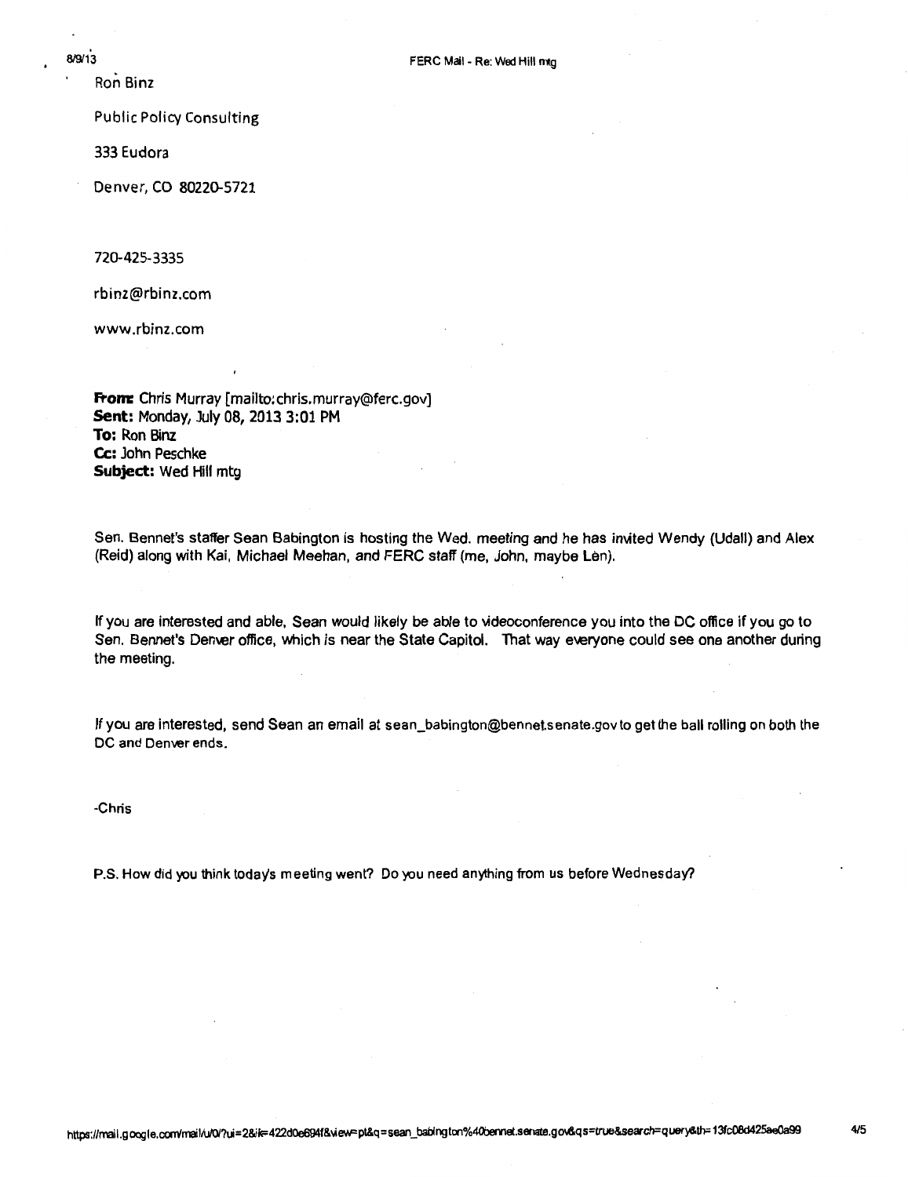Ron Binz

Public Policy Consulting

333 Eudora

Denver, CO 80220-5721

720-425-3335

rbinz@rbinz.com

www.rbinz.com

**From:** Chris Murray [mailto:chris.murray@ferc.gov]
**Sent:** Monday, July 08, 2013 3:01 PM
**To:** Ron Binz
**Cc:** John Peschke
**Subject:** Wed Hill mtg

Sen. Bennet's staffer Sean Babington is hosting the Wed. meeting and he has invited Wendy (Udall) and Alex (Reid) along with Kai, Michael Meehan, and FERC staff (me, John, maybe Len).

If you are interested and able, Sean would likely be able to videoconference you into the DC office if you go to Sen. Bennet's Denver office, which is near the State Capitol. That way everyone could see one another during the meeting.

If you are interested, send Sean an email at sean_babington@bennet.senate.gov to get the ball rolling on both the DC and Denver ends.

-Chris

P.S. How did you think today's meeting went? Do you need anything from us before Wednesday?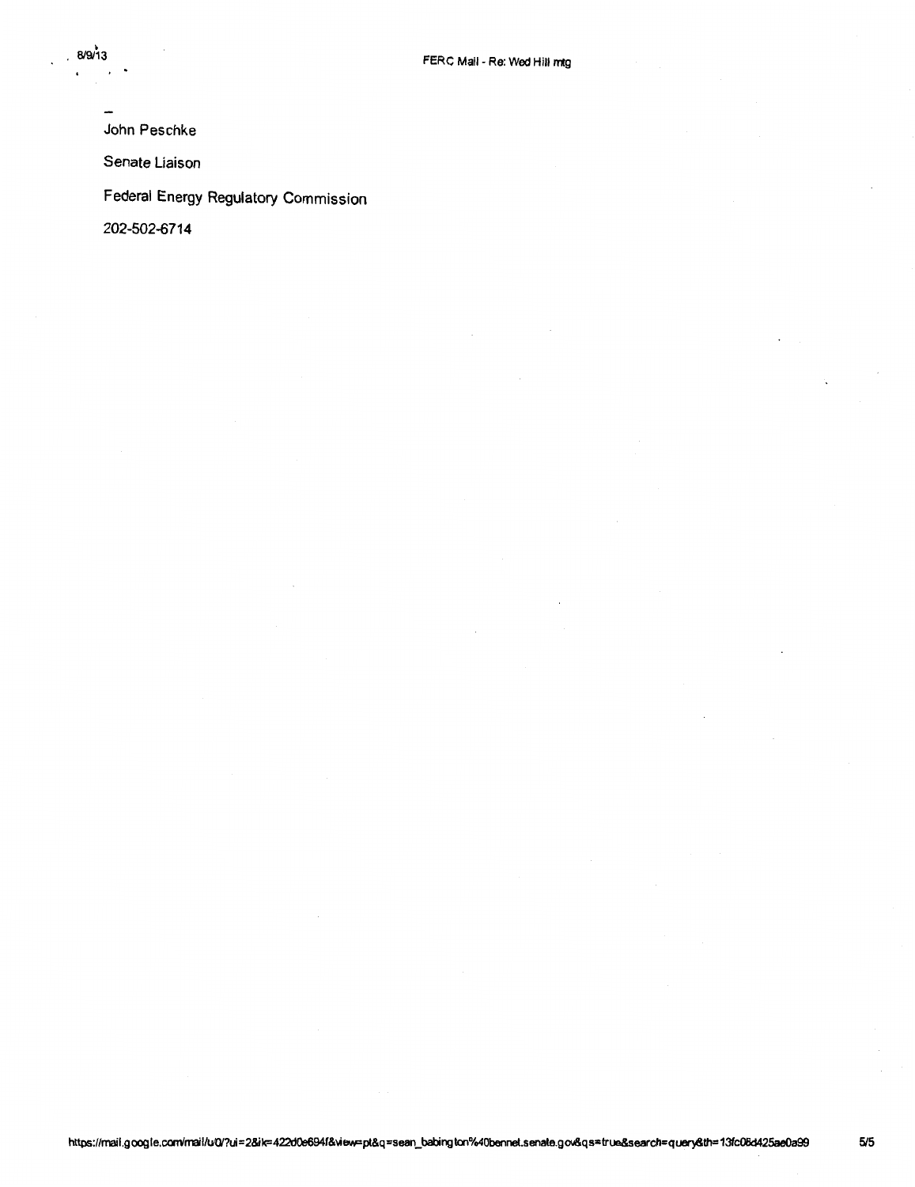-

John Peschke

Senate Liaison

Federal Energy Regulatory Commission

202-502-6714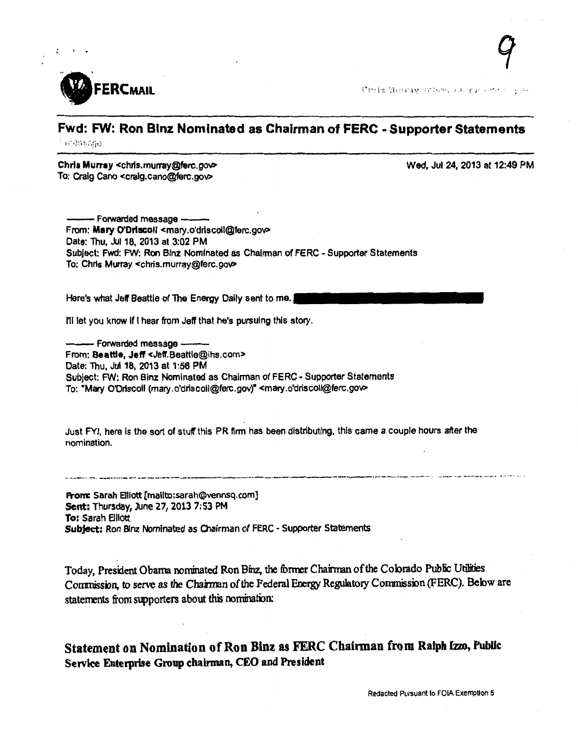FERCMAIL

9

Chris Murray <chris.murray@ferc.gov>

# Fwd: FW: Ron Binz Nominated as Chairman of FERC - Supporter Statements

1 message

**Chris Murray** <chris.murray@ferc.gov> Wed, Jul 24, 2013 at 12:49 PM
To: Craig Cano <craig.cano@ferc.gov>

---------- Forwarded message ----------
From: **Mary O'Driscoll** <mary.o'driscoll@ferc.gov>
Date: Thu, Jul 18, 2013 at 3:02 PM
Subject: Fwd: FW: Ron Binz Nominated as Chairman of FERC - Supporter Statements
To: Chris Murray <chris.murray@ferc.gov>

Here's what Jeff Beattie of The Energy Daily sent to me. [REDACTED]

I'll let you know if I hear from Jeff that he's pursuing this story.

---------- Forwarded message ----------
From: **Beattie, Jeff** <Jeff.Beattie@ihs.com>
Date: Thu, Jul 18, 2013 at 1:56 PM
Subject: FW: Ron Binz Nominated as Chairman of FERC - Supporter Statements
To: "Mary O'Driscoll (mary.o'driscoll@ferc.gov)" <mary.o'driscoll@ferc.gov>

Just FYI, here is the sort of stuff this PR firm has been distributing, this came a couple hours after the nomination.

---

**From:** Sarah Elliott [mailto:sarah@vennsq.com]
**Sent:** Thursday, June 27, 2013 7:53 PM
**To:** Sarah Elliott
**Subject:** Ron Binz Nominated as Chairman of FERC - Supporter Statements

Today, President Obama nominated Ron Binz, the former Chairman of the Colorado Public Utilities Commission, to serve as the Chairman of the Federal Energy Regulatory Commission (FERC). Below are statements from supporters about this nomination:

## Statement on Nomination of Ron Binz as FERC Chairman from Ralph Izzo, Public Service Enterprise Group chairman, CEO and President

Redacted Pursuant to FOIA Exemption 5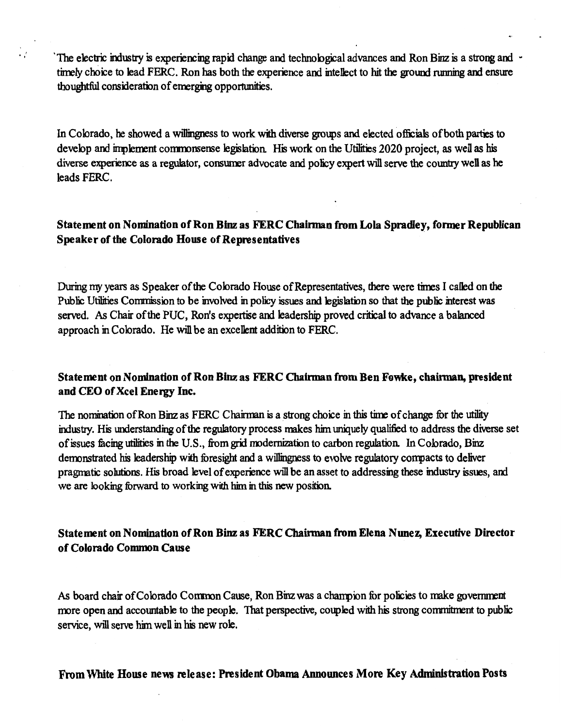The electric industry is experiencing rapid change and technological advances and Ron Binz is a strong and timely choice to lead FERC. Ron has both the experience and intellect to hit the ground running and ensure thoughtful consideration of emerging opportunities.

In Colorado, he showed a willingness to work with diverse groups and elected officials of both parties to develop and implement commonsense legislation. His work on the Utilities 2020 project, as well as his diverse experience as a regulator, consumer advocate and policy expert will serve the country well as he leads FERC.

**Statement on Nomination of Ron Binz as FERC Chairman from Lola Spradley, former Republican Speaker of the Colorado House of Representatives**

During my years as Speaker of the Colorado House of Representatives, there were times I called on the Public Utilities Commission to be involved in policy issues and legislation so that the public interest was served. As Chair of the PUC, Ron's expertise and leadership proved critical to advance a balanced approach in Colorado. He will be an excellent addition to FERC.

**Statement on Nomination of Ron Binz as FERC Chairman from Ben Fowke, chairman, president and CEO of Xcel Energy Inc.**

The nomination of Ron Binz as FERC Chairman is a strong choice in this time of change for the utility industry. His understanding of the regulatory process makes him uniquely qualified to address the diverse set of issues facing utilities in the U.S., from grid modernization to carbon regulation. In Colorado, Binz demonstrated his leadership with foresight and a willingness to evolve regulatory compacts to deliver pragmatic solutions. His broad level of experience will be an asset to addressing these industry issues, and we are looking forward to working with him in this new position.

**Statement on Nomination of Ron Binz as FERC Chairman from Elena Nunez, Executive Director of Colorado Common Cause**

As board chair of Colorado Common Cause, Ron Binz was a champion for policies to make government more open and accountable to the people. That perspective, coupled with his strong commitment to public service, will serve him well in his new role.

**From White House news release: President Obama Announces More Key Administration Posts**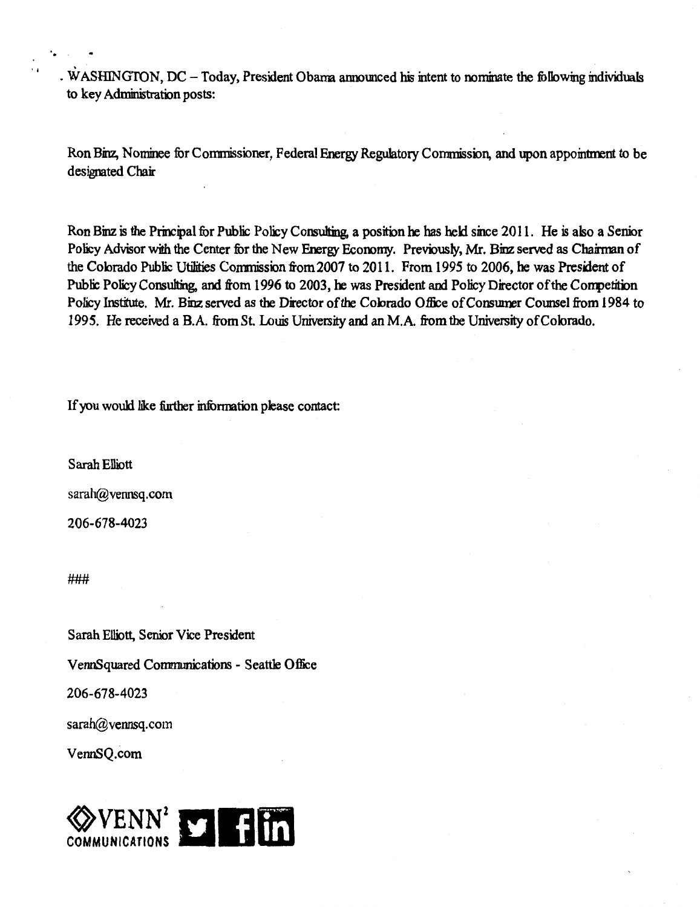WASHINGTON, DC – Today, President Obama announced his intent to nominate the following individuals to key Administration posts:

Ron Binz, Nominee for Commissioner, Federal Energy Regulatory Commission, and upon appointment to be designated Chair

Ron Binz is the Principal for Public Policy Consulting, a position he has held since 2011. He is also a Senior Policy Advisor with the Center for the New Energy Economy. Previously, Mr. Binz served as Chairman of the Colorado Public Utilities Commission from 2007 to 2011. From 1995 to 2006, he was President of Public Policy Consulting, and from 1996 to 2003, he was President and Policy Director of the Competition Policy Institute. Mr. Binz served as the Director of the Colorado Office of Consumer Counsel from 1984 to 1995. He received a B.A. from St. Louis University and an M.A. from the University of Colorado.

If you would like further information please contact:

Sarah Elliott

sarah@vennsq.com

206-678-4023

###

Sarah Elliott, Senior Vice President

VennSquared Communications - Seattle Office

206-678-4023

sarah@vennsq.com

VennSQ.com

VENN² COMMUNICATIONS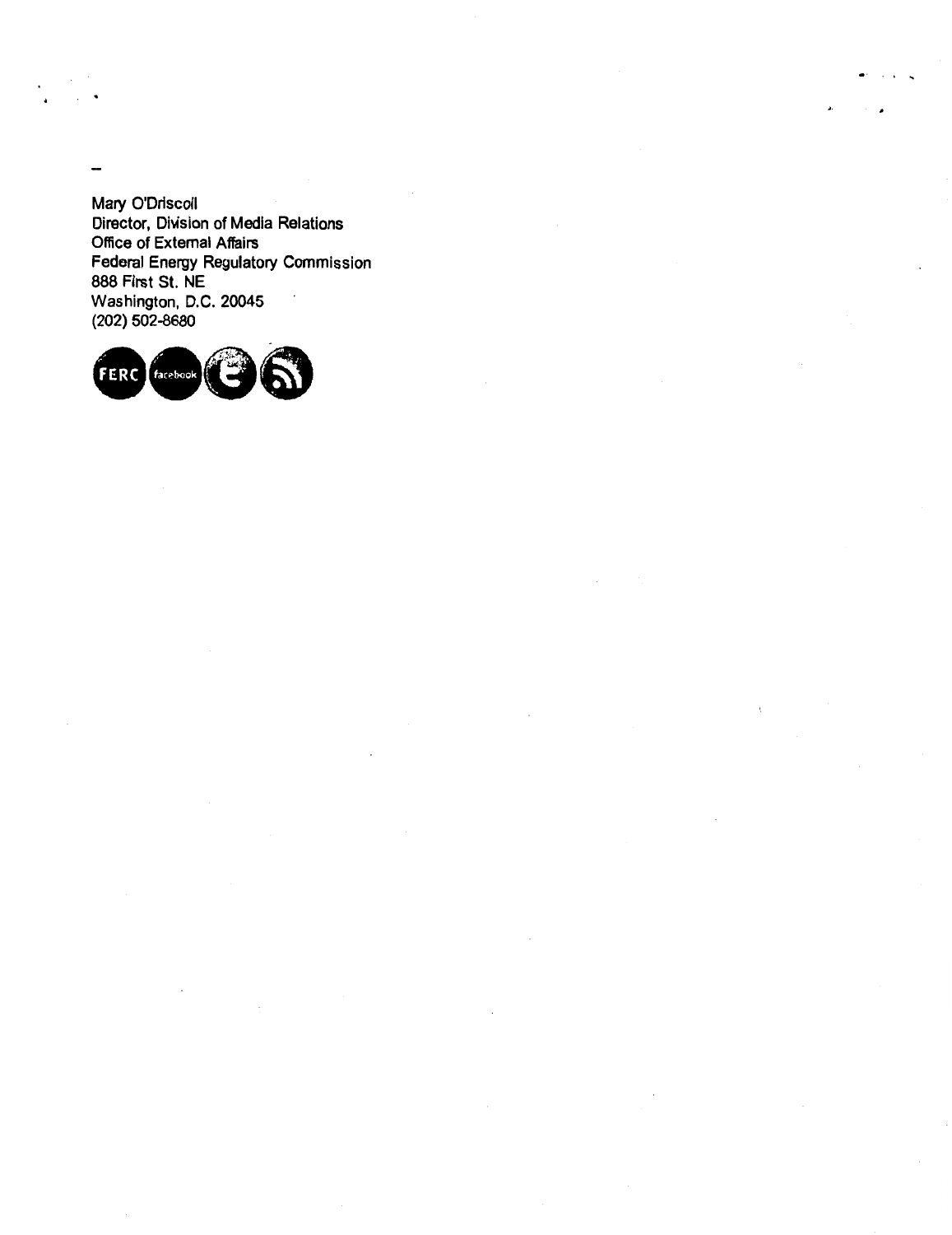Mary O'Driscoll
Director, Division of Media Relations
Office of External Affairs
Federal Energy Regulatory Commission
888 First St. NE
Washington, D.C. 20045
(202) 502-8680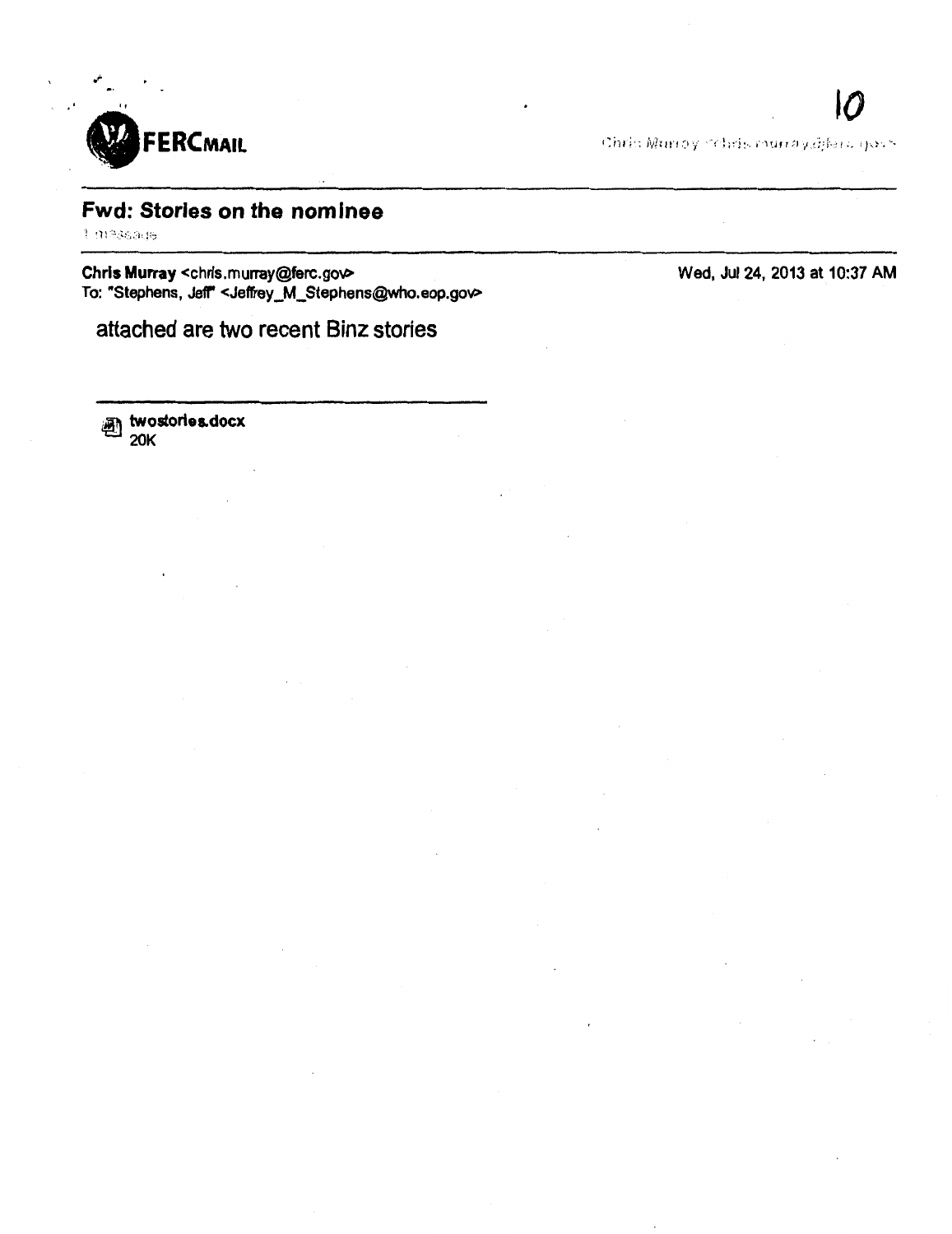**FERCMAIL**

10

Chris Murray <chris.murray@ferc.gov>

## Fwd: Stories on the nominee

1 message

**Chris Murray** <chris.murray@ferc.gov>
To: "Stephens, Jeff" <Jeffrey_M_Stephens@who.eop.gov>

**Wed, Jul 24, 2013 at 10:37 AM**

attached are two recent Binz stories

**twostories.docx**
**20K**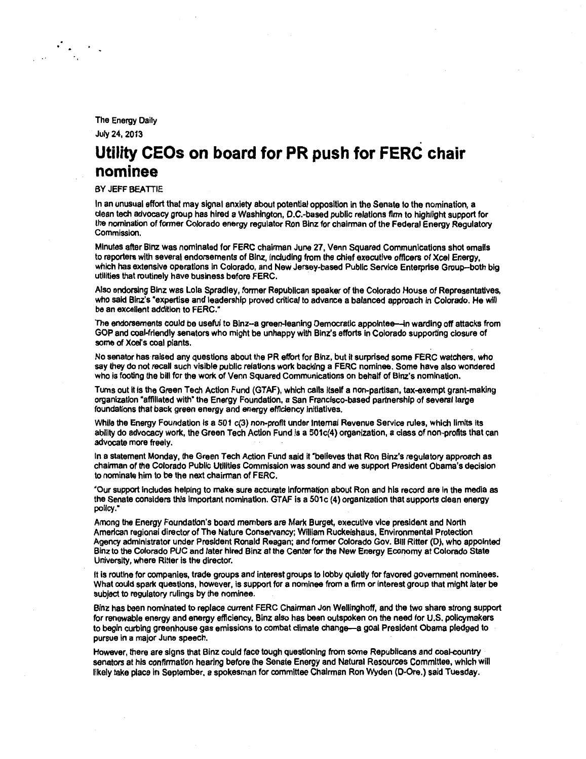The Energy Daily

July 24, 2013

# Utility CEOs on board for PR push for FERC chair nominee

BY JEFF BEATTIE

In an unusual effort that may signal anxiety about potential opposition in the Senate to the nomination, a clean tech advocacy group has hired a Washington, D.C.-based public relations firm to highlight support for the nomination of former Colorado energy regulator Ron Binz for chairman of the Federal Energy Regulatory Commission.

Minutes after Binz was nominated for FERC chairman June 27, Venn Squared Communications shot emails to reporters with several endorsements of Binz, including from the chief executive officers of Xcel Energy, which has extensive operations in Colorado, and New Jersey-based Public Service Enterprise Group—both big utilities that routinely have business before FERC.

Also endorsing Binz was Lola Spradley, former Republican speaker of the Colorado House of Representatives, who said Binz's "expertise and leadership proved critical to advance a balanced approach in Colorado. He will be an excellent addition to FERC."

The endorsements could be useful to Binz--a green-leaning Democratic appointee—in warding off attacks from GOP and coal-friendly senators who might be unhappy with Binz's efforts in Colorado supporting closure of some of Xcel's coal plants.

No senator has raised any questions about the PR effort for Binz, but it surprised some FERC watchers, who say they do not recall such visible public relations work backing a FERC nominee. Some have also wondered who is footing the bill for the work of Venn Squared Communications on behalf of Binz's nomination.

Turns out it is the Green Tech Action Fund (GTAF), which calls itself a non-partisan, tax-exempt grant-making organization "affiliated with" the Energy Foundation, a San Francisco-based partnership of several large foundations that back green energy and energy efficiency initiatives.

While the Energy Foundation is a 501 c(3) non-profit under Internal Revenue Service rules, which limits its ability do advocacy work, the Green Tech Action Fund is a 501c(4) organization, a class of non-profits that can advocate more freely.

In a statement Monday, the Green Tech Action Fund said it "believes that Ron Binz's regulatory approach as chairman of the Colorado Public Utilities Commission was sound and we support President Obama's decision to nominate him to be the next chairman of FERC.

"Our support includes helping to make sure accurate information about Ron and his record are in the media as the Senate considers this important nomination. GTAF is a 501c (4) organization that supports clean energy policy."

Among the Energy Foundation's board members are Mark Burget, executive vice president and North American regional director of The Nature Conservancy; William Ruckelshaus, Environmental Protection Agency administrator under President Ronald Reagan; and former Colorado Gov. Bill Ritter (D), who appointed Binz to the Colorado PUC and later hired Binz at the Center for the New Energy Economy at Colorado State University, where Ritter is the director.

It is routine for companies, trade groups and interest groups to lobby quietly for favored government nominees. What could spark questions, however, is support for a nominee from a firm or interest group that might later be subject to regulatory rulings by the nominee.

Binz has been nominated to replace current FERC Chairman Jon Wellinghoff, and the two share strong support for renewable energy and energy efficiency. Binz also has been outspoken on the need for U.S. policymakers to begin curbing greenhouse gas emissions to combat climate change—a goal President Obama pledged to pursue in a major June speech.

However, there are signs that Binz could face tough questioning from some Republicans and coal-country senators at his confirmation hearing before the Senate Energy and Natural Resources Committee, which will likely take place in September, a spokesman for committee Chairman Ron Wyden (D-Ore.) said Tuesday.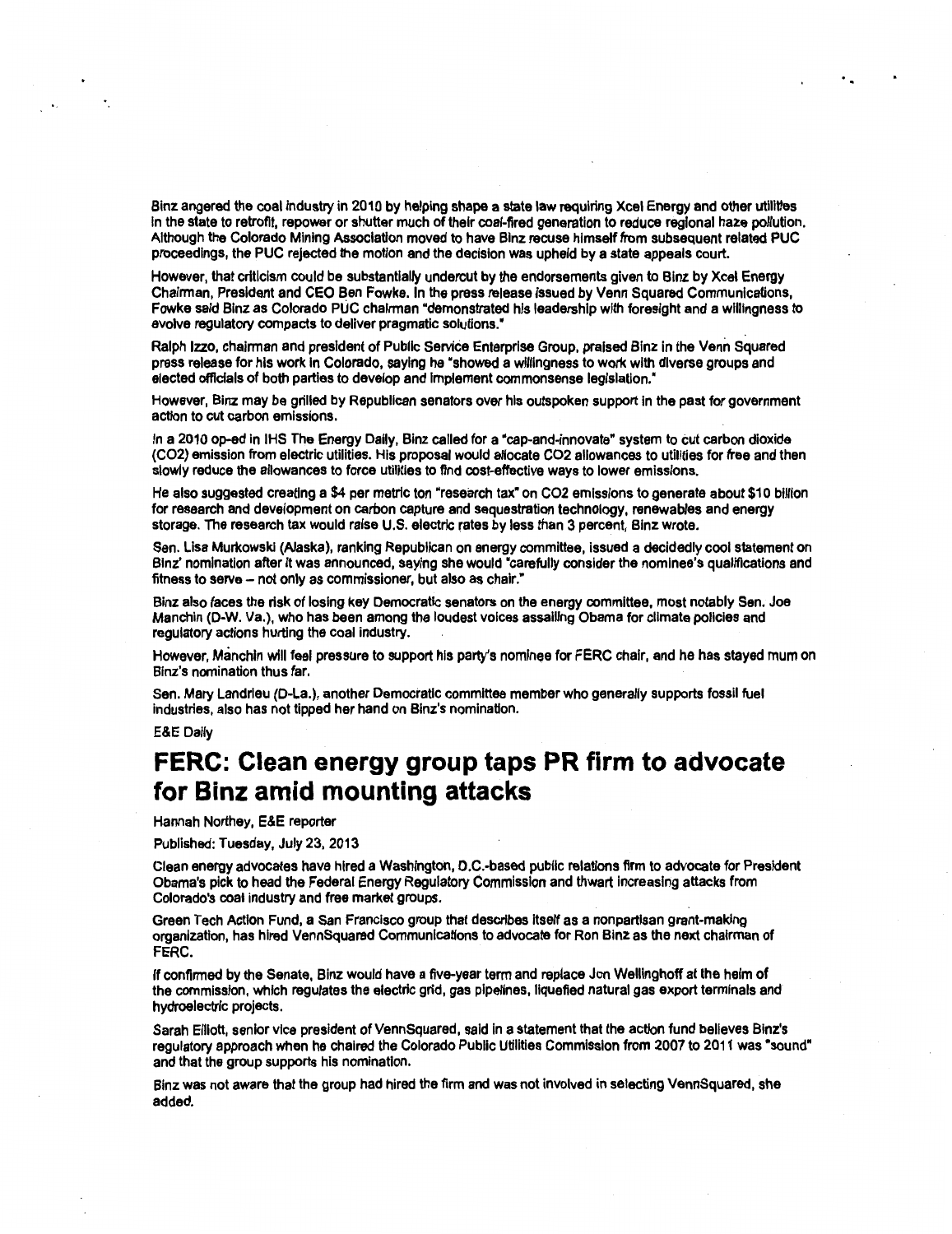Binz angered the coal industry in 2010 by helping shape a state law requiring Xcel Energy and other utilities in the state to retrofit, repower or shutter much of their coal-fired generation to reduce regional haze pollution. Although the Colorado Mining Association moved to have Binz recuse himself from subsequent related PUC proceedings, the PUC rejected the motion and the decision was upheld by a state appeals court.

However, that criticism could be substantially undercut by the endorsements given to Binz by Xcel Energy Chairman, President and CEO Ben Fowke. In the press release issued by Venn Squared Communications, Fowke said Binz as Colorado PUC chairman "demonstrated his leadership with foresight and a willingness to evolve regulatory compacts to deliver pragmatic solutions."

Ralph Izzo, chairman and president of Public Service Enterprise Group, praised Binz in the Venn Squared press release for his work in Colorado, saying he "showed a willingness to work with diverse groups and elected officials of both parties to develop and implement commonsense legislation."

However, Binz may be grilled by Republican senators over his outspoken support in the past for government action to cut carbon emissions.

In a 2010 op-ed in IHS The Energy Daily, Binz called for a "cap-and-innovate" system to cut carbon dioxide ($CO_2$) emission from electric utilities. His proposal would allocate $CO_2$ allowances to utilities for free and then slowly reduce the allowances to force utilities to find cost-effective ways to lower emissions.

He also suggested creating a $4 per metric ton "research tax" on $CO_2$ emissions to generate about $10 billion for research and development on carbon capture and sequestration technology, renewables and energy storage. The research tax would raise U.S. electric rates by less than 3 percent, Binz wrote.

Sen. Lisa Murkowski (Alaska), ranking Republican on energy committee, issued a decidedly cool statement on Binz' nomination after it was announced, saying she would "carefully consider the nominee's qualifications and fitness to serve – not only as commissioner, but also as chair."

Binz also faces the risk of losing key Democratic senators on the energy committee, most notably Sen. Joe Manchin (D-W. Va.), who has been among the loudest voices assailing Obama for climate policies and regulatory actions hurting the coal industry.

However, Manchin will feel pressure to support his party's nominee for FERC chair, and he has stayed mum on Binz's nomination thus far.

Sen. Mary Landrieu (D-La.), another Democratic committee member who generally supports fossil fuel industries, also has not tipped her hand on Binz's nomination.

E&E Daily

# FERC: Clean energy group taps PR firm to advocate for Binz amid mounting attacks

Hannah Northey, E&E reporter

Published: Tuesday, July 23, 2013

Clean energy advocates have hired a Washington, D.C.-based public relations firm to advocate for President Obama's pick to head the Federal Energy Regulatory Commission and thwart increasing attacks from Colorado's coal industry and free market groups.

Green Tech Action Fund, a San Francisco group that describes itself as a nonpartisan grant-making organization, has hired VennSquared Communications to advocate for Ron Binz as the next chairman of FERC.

If confirmed by the Senate, Binz would have a five-year term and replace Jon Wellinghoff at the helm of the commission, which regulates the electric grid, gas pipelines, liquefied natural gas export terminals and hydroelectric projects.

Sarah Elliott, senior vice president of VennSquared, said in a statement that the action fund believes Binz's regulatory approach when he chaired the Colorado Public Utilities Commission from 2007 to 2011 was "sound" and that the group supports his nomination.

Binz was not aware that the group had hired the firm and was not involved in selecting VennSquared, she added.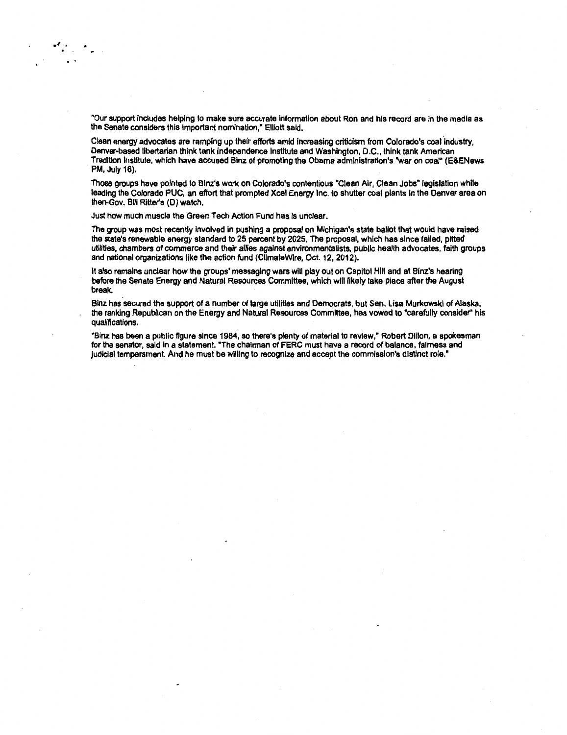"Our support includes helping to make sure accurate information about Ron and his record are in the media as the Senate considers this important nomination," Elliott said.

Clean energy advocates are ramping up their efforts amid increasing criticism from Colorado's coal industry, Denver-based libertarian think tank Independence Institute and Washington, D.C., think tank American Tradition Institute, which have accused Binz of promoting the Obama administration's "war on coal" (E&ENews PM, July 16).

Those groups have pointed to Binz's work on Colorado's contentious "Clean Air, Clean Jobs" legislation while leading the Colorado PUC, an effort that prompted Xcel Energy Inc. to shutter coal plants in the Denver area on then-Gov. Bill Ritter's (D) watch.

Just how much muscle the Green Tech Action Fund has is unclear.

The group was most recently involved in pushing a proposal on Michigan's state ballot that would have raised the state's renewable energy standard to 25 percent by 2025. The proposal, which has since failed, pitted utilities, chambers of commerce and their allies against environmentalists, public health advocates, faith groups and national organizations like the action fund (ClimateWire, Oct. 12, 2012).

It also remains unclear how the groups' messaging wars will play out on Capitol Hill and at Binz's hearing before the Senate Energy and Natural Resources Committee, which will likely take place after the August break.

Binz has secured the support of a number of large utilities and Democrats, but Sen. Lisa Murkowski of Alaska, the ranking Republican on the Energy and Natural Resources Committee, has vowed to "carefully consider" his qualifications.

"Binz has been a public figure since 1984, so there's plenty of material to review," Robert Dillon, a spokesman for the senator, said in a statement. "The chairman of FERC must have a record of balance, fairness and judicial temperament. And he must be willing to recognize and accept the commission's distinct role."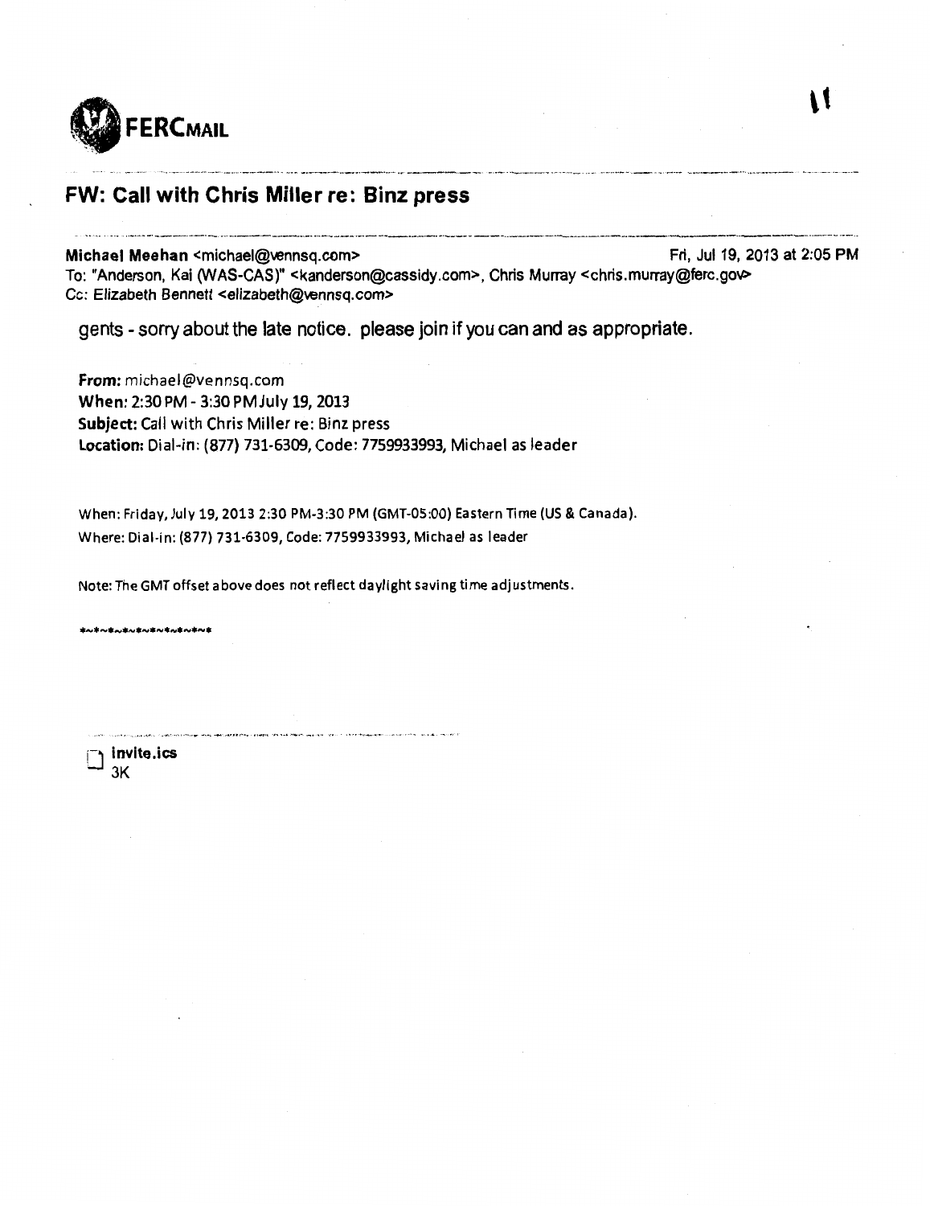FERCMAIL

11

## FW: Call with Chris Miller re: Binz press

**Michael Meehan** <michael@vennsq.com> Fri, Jul 19, 2013 at 2:05 PM
To: "Anderson, Kai (WAS-CAS)" <kanderson@cassidy.com>, Chris Murray <chris.murray@ferc.gov>
Cc: Elizabeth Bennett <elizabeth@vennsq.com>

gents - sorry about the late notice. please join if you can and as appropriate.

**From:** michael@vennsq.com
**When:** 2:30 PM - 3:30 PM July 19, 2013
**Subject:** Call with Chris Miller re: Binz press
**Location:** Dial-in: (877) 731-6309, Code: 7759933993, Michael as leader

When: Friday, July 19, 2013 2:30 PM-3:30 PM (GMT-05:00) Eastern Time (US & Canada).
Where: Dial-in: (877) 731-6309, Code: 7759933993, Michael as leader

Note: The GMT offset above does not reflect daylight saving time adjustments.

*~*~*~*~*~*~*~*~*~*

invite.ics
3K